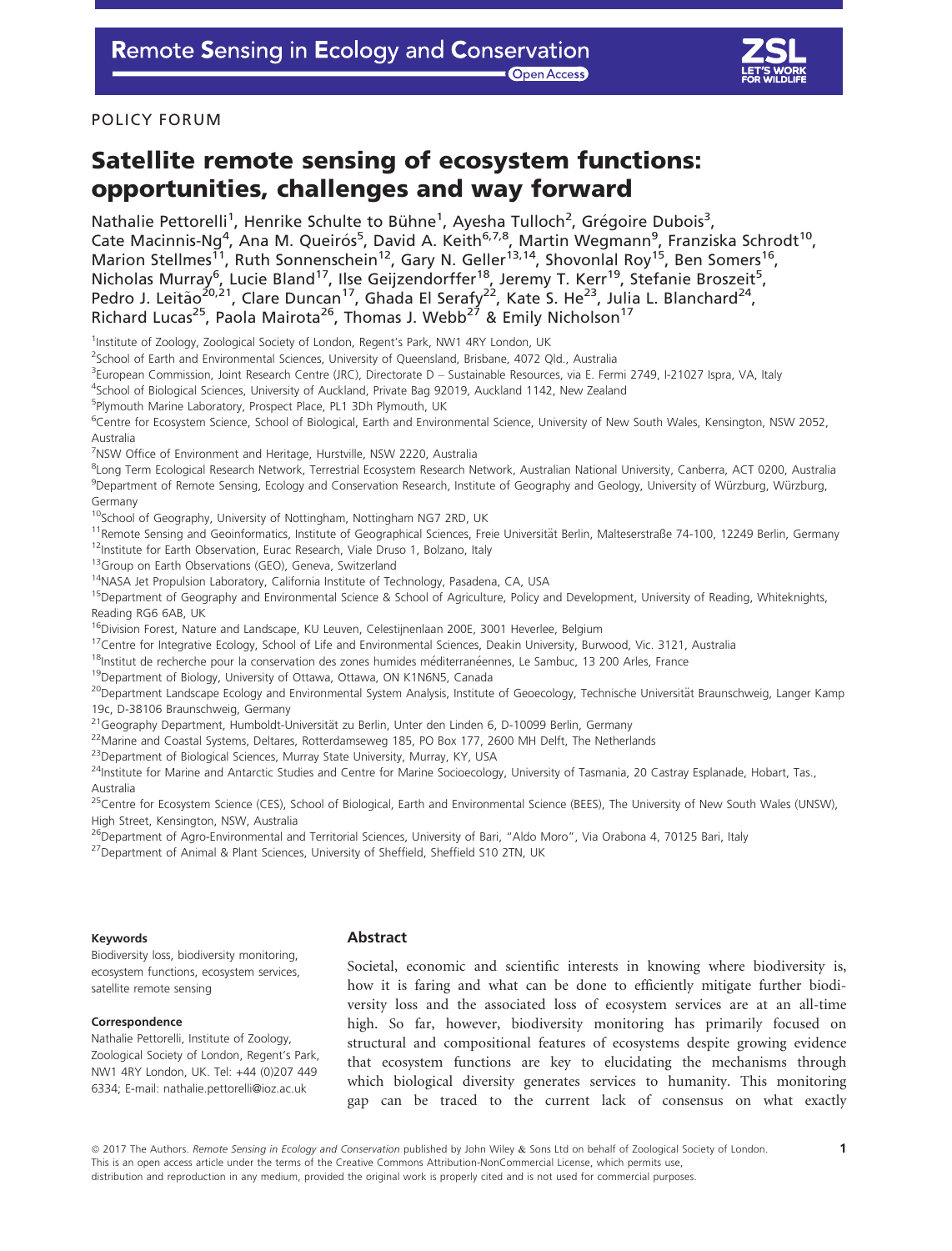POLICY FORUM

# Satellite remote sensing of ecosystem functions: opportunities, challenges and way forward

Nathalie Pettorelli[1], Henrike Schulte to Bühne[1], Ayesha Tulloch[2], Grégoire Dubois[3], Cate Macinnis-Ng[4], Ana M. Queirós[5], David A. Keith[6,7,8], Martin Wegmann[9], Franziska Schrodt[10], Marion Stellmes[11], Ruth Sonnenschein[12], Gary N. Geller[13,14], Shovonlal Roy[15], Ben Somers[16], Nicholas Murray[6], Lucie Bland[17], Ilse Geijzendorffer[18], Jeremy T. Kerr[19], Stefanie Broszeit[5], Pedro J. Leitão[20,21], Clare Duncan[17], Ghada El Serafy[22], Kate S. He[23], Julia L. Blanchard[24], Richard Lucas[25], Paola Mairota[26], Thomas J. Webb[27] & Emily Nicholson[17]

[1]Institute of Zoology, Zoological Society of London, Regent's Park, NW1 4RY London, UK
[2]School of Earth and Environmental Sciences, University of Queensland, Brisbane, 4072 Qld., Australia
[3]European Commission, Joint Research Centre (JRC), Directorate D – Sustainable Resources, via E. Fermi 2749, I-21027 Ispra, VA, Italy
[4]School of Biological Sciences, University of Auckland, Private Bag 92019, Auckland 1142, New Zealand
[5]Plymouth Marine Laboratory, Prospect Place, PL1 3Dh Plymouth, UK
[6]Centre for Ecosystem Science, School of Biological, Earth and Environmental Science, University of New South Wales, Kensington, NSW 2052, Australia
[7]NSW Office of Environment and Heritage, Hurstville, NSW 2220, Australia
[8]Long Term Ecological Research Network, Terrestrial Ecosystem Research Network, Australian National University, Canberra, ACT 0200, Australia
[9]Department of Remote Sensing, Ecology and Conservation Research, Institute of Geography and Geology, University of Würzburg, Würzburg, Germany
[10]School of Geography, University of Nottingham, Nottingham NG7 2RD, UK
[11]Remote Sensing and Geoinformatics, Institute of Geographical Sciences, Freie Universität Berlin, Malteserstraße 74-100, 12249 Berlin, Germany
[12]Institute for Earth Observation, Eurac Research, Viale Druso 1, Bolzano, Italy
[13]Group on Earth Observations (GEO), Geneva, Switzerland
[14]NASA Jet Propulsion Laboratory, California Institute of Technology, Pasadena, CA, USA
[15]Department of Geography and Environmental Science & School of Agriculture, Policy and Development, University of Reading, Whiteknights, Reading RG6 6AB, UK
[16]Division Forest, Nature and Landscape, KU Leuven, Celestijnenlaan 200E, 3001 Heverlee, Belgium
[17]Centre for Integrative Ecology, School of Life and Environmental Sciences, Deakin University, Burwood, Vic. 3121, Australia
[18]Institut de recherche pour la conservation des zones humides méditerranéennes, Le Sambuc, 13 200 Arles, France
[19]Department of Biology, University of Ottawa, Ottawa, ON K1N6N5, Canada
[20]Department Landscape Ecology and Environmental System Analysis, Institute of Geoecology, Technische Universität Braunschweig, Langer Kamp 19c, D-38106 Braunschweig, Germany
[21]Geography Department, Humboldt-Universität zu Berlin, Unter den Linden 6, D-10099 Berlin, Germany
[22]Marine and Coastal Systems, Deltares, Rotterdamseweg 185, PO Box 177, 2600 MH Delft, The Netherlands
[23]Department of Biological Sciences, Murray State University, Murray, KY, USA
[24]Institute for Marine and Antarctic Studies and Centre for Marine Socioecology, University of Tasmania, 20 Castray Esplanade, Hobart, Tas., Australia
[25]Centre for Ecosystem Science (CES), School of Biological, Earth and Environmental Science (BEES), The University of New South Wales (UNSW), High Street, Kensington, NSW, Australia
[26]Department of Agro-Environmental and Territorial Sciences, University of Bari, "Aldo Moro", Via Orabona 4, 70125 Bari, Italy
[27]Department of Animal & Plant Sciences, University of Sheffield, Sheffield S10 2TN, UK

**Keywords**

Biodiversity loss, biodiversity monitoring, ecosystem functions, ecosystem services, satellite remote sensing

**Correspondence**

Nathalie Pettorelli, Institute of Zoology, Zoological Society of London, Regent's Park, NW1 4RY London, UK. Tel: +44 (0)207 449 6334; E-mail: nathalie.pettorelli@ioz.ac.uk

## Abstract

Societal, economic and scientific interests in knowing where biodiversity is, how it is faring and what can be done to efficiently mitigate further biodiversity loss and the associated loss of ecosystem services are at an all-time high. So far, however, biodiversity monitoring has primarily focused on structural and compositional features of ecosystems despite growing evidence that ecosystem functions are key to elucidating the mechanisms through which biological diversity generates services to humanity. This monitoring gap can be traced to the current lack of consensus on what exactly

© 2017 The Authors. *Remote Sensing in Ecology and Conservation* published by John Wiley & Sons Ltd on behalf of Zoological Society of London. This is an open access article under the terms of the Creative Commons Attribution-NonCommercial License, which permits use, distribution and reproduction in any medium, provided the original work is properly cited and is not used for commercial purposes.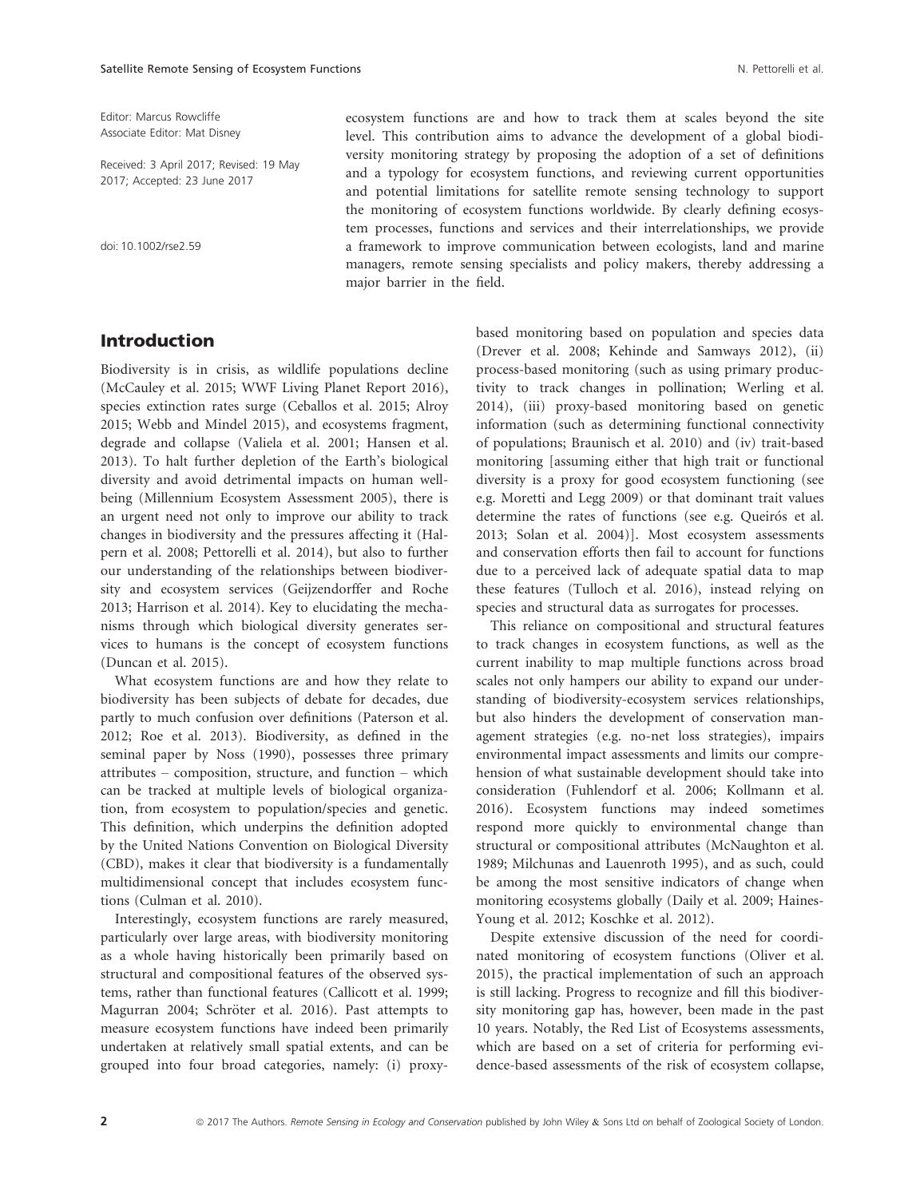Editor: Marcus Rowcliffe
Associate Editor: Mat Disney

Received: 3 April 2017; Revised: 19 May 2017; Accepted: 23 June 2017

doi: 10.1002/rse2.59

ecosystem functions are and how to track them at scales beyond the site level. This contribution aims to advance the development of a global biodiversity monitoring strategy by proposing the adoption of a set of definitions and a typology for ecosystem functions, and reviewing current opportunities and potential limitations for satellite remote sensing technology to support the monitoring of ecosystem functions worldwide. By clearly defining ecosystem processes, functions and services and their interrelationships, we provide a framework to improve communication between ecologists, land and marine managers, remote sensing specialists and policy makers, thereby addressing a major barrier in the field.

## Introduction

Biodiversity is in crisis, as wildlife populations decline (McCauley et al. 2015; WWF Living Planet Report 2016), species extinction rates surge (Ceballos et al. 2015; Alroy 2015; Webb and Mindel 2015), and ecosystems fragment, degrade and collapse (Valiela et al. 2001; Hansen et al. 2013). To halt further depletion of the Earth's biological diversity and avoid detrimental impacts on human well-being (Millennium Ecosystem Assessment 2005), there is an urgent need not only to improve our ability to track changes in biodiversity and the pressures affecting it (Halpern et al. 2008; Pettorelli et al. 2014), but also to further our understanding of the relationships between biodiversity and ecosystem services (Geijzendorffer and Roche 2013; Harrison et al. 2014). Key to elucidating the mechanisms through which biological diversity generates services to humans is the concept of ecosystem functions (Duncan et al. 2015).

What ecosystem functions are and how they relate to biodiversity has been subjects of debate for decades, due partly to much confusion over definitions (Paterson et al. 2012; Roe et al. 2013). Biodiversity, as defined in the seminal paper by Noss (1990), possesses three primary attributes – composition, structure, and function – which can be tracked at multiple levels of biological organization, from ecosystem to population/species and genetic. This definition, which underpins the definition adopted by the United Nations Convention on Biological Diversity (CBD), makes it clear that biodiversity is a fundamentally multidimensional concept that includes ecosystem functions (Culman et al. 2010).

Interestingly, ecosystem functions are rarely measured, particularly over large areas, with biodiversity monitoring as a whole having historically been primarily based on structural and compositional features of the observed systems, rather than functional features (Callicott et al. 1999; Magurran 2004; Schröter et al. 2016). Past attempts to measure ecosystem functions have indeed been primarily undertaken at relatively small spatial extents, and can be grouped into four broad categories, namely: (i) proxy-based monitoring based on population and species data (Drever et al. 2008; Kehinde and Samways 2012), (ii) process-based monitoring (such as using primary productivity to track changes in pollination; Werling et al. 2014), (iii) proxy-based monitoring based on genetic information (such as determining functional connectivity of populations; Braunisch et al. 2010) and (iv) trait-based monitoring [assuming either that high trait or functional diversity is a proxy for good ecosystem functioning (see e.g. Moretti and Legg 2009) or that dominant trait values determine the rates of functions (see e.g. Queirós et al. 2013; Solan et al. 2004)]. Most ecosystem assessments and conservation efforts then fail to account for functions due to a perceived lack of adequate spatial data to map these features (Tulloch et al. 2016), instead relying on species and structural data as surrogates for processes.

This reliance on compositional and structural features to track changes in ecosystem functions, as well as the current inability to map multiple functions across broad scales not only hampers our ability to expand our understanding of biodiversity-ecosystem services relationships, but also hinders the development of conservation management strategies (e.g. no-net loss strategies), impairs environmental impact assessments and limits our comprehension of what sustainable development should take into consideration (Fuhlendorf et al. 2006; Kollmann et al. 2016). Ecosystem functions may indeed sometimes respond more quickly to environmental change than structural or compositional attributes (McNaughton et al. 1989; Milchunas and Lauenroth 1995), and as such, could be among the most sensitive indicators of change when monitoring ecosystems globally (Daily et al. 2009; Haines-Young et al. 2012; Koschke et al. 2012).

Despite extensive discussion of the need for coordinated monitoring of ecosystem functions (Oliver et al. 2015), the practical implementation of such an approach is still lacking. Progress to recognize and fill this biodiversity monitoring gap has, however, been made in the past 10 years. Notably, the Red List of Ecosystems assessments, which are based on a set of criteria for performing evidence-based assessments of the risk of ecosystem collapse,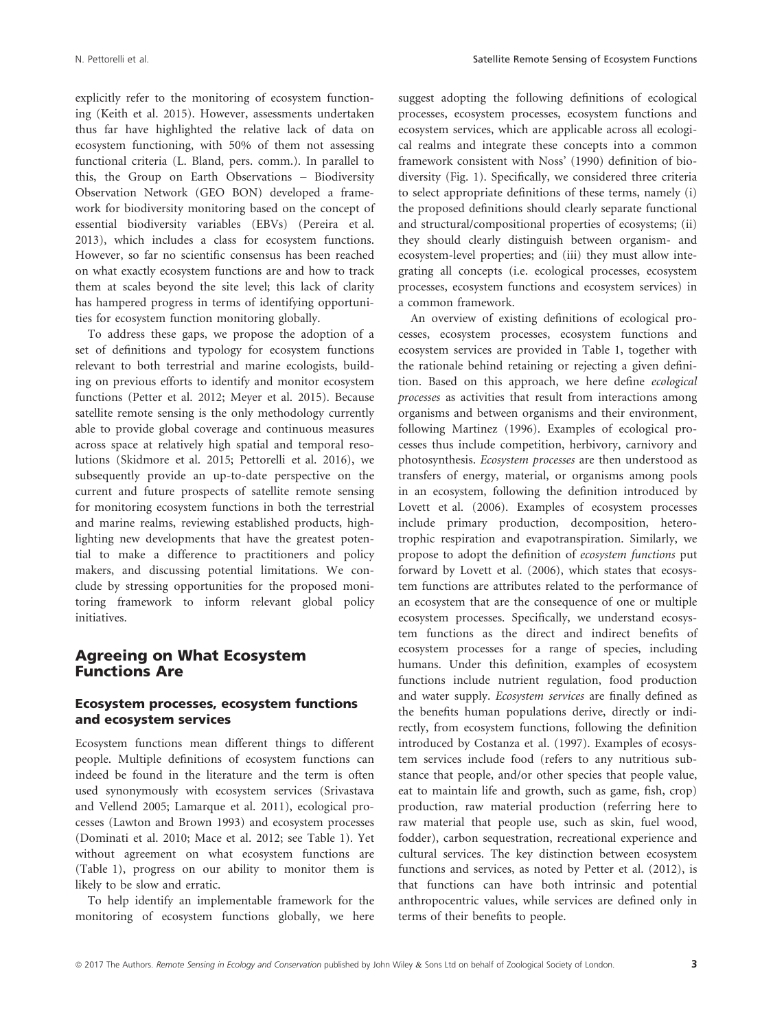explicitly refer to the monitoring of ecosystem functioning (Keith et al. 2015). However, assessments undertaken thus far have highlighted the relative lack of data on ecosystem functioning, with 50% of them not assessing functional criteria (L. Bland, pers. comm.). In parallel to this, the Group on Earth Observations – Biodiversity Observation Network (GEO BON) developed a framework for biodiversity monitoring based on the concept of essential biodiversity variables (EBVs) (Pereira et al. 2013), which includes a class for ecosystem functions. However, so far no scientific consensus has been reached on what exactly ecosystem functions are and how to track them at scales beyond the site level; this lack of clarity has hampered progress in terms of identifying opportunities for ecosystem function monitoring globally.

To address these gaps, we propose the adoption of a set of definitions and typology for ecosystem functions relevant to both terrestrial and marine ecologists, building on previous efforts to identify and monitor ecosystem functions (Petter et al. 2012; Meyer et al. 2015). Because satellite remote sensing is the only methodology currently able to provide global coverage and continuous measures across space at relatively high spatial and temporal resolutions (Skidmore et al. 2015; Pettorelli et al. 2016), we subsequently provide an up-to-date perspective on the current and future prospects of satellite remote sensing for monitoring ecosystem functions in both the terrestrial and marine realms, reviewing established products, highlighting new developments that have the greatest potential to make a difference to practitioners and policy makers, and discussing potential limitations. We conclude by stressing opportunities for the proposed monitoring framework to inform relevant global policy initiatives.

## Agreeing on What Ecosystem Functions Are

### Ecosystem processes, ecosystem functions and ecosystem services

Ecosystem functions mean different things to different people. Multiple definitions of ecosystem functions can indeed be found in the literature and the term is often used synonymously with ecosystem services (Srivastava and Vellend 2005; Lamarque et al. 2011), ecological processes (Lawton and Brown 1993) and ecosystem processes (Dominati et al. 2010; Mace et al. 2012; see Table 1). Yet without agreement on what ecosystem functions are (Table 1), progress on our ability to monitor them is likely to be slow and erratic.

To help identify an implementable framework for the monitoring of ecosystem functions globally, we here suggest adopting the following definitions of ecological processes, ecosystem processes, ecosystem functions and ecosystem services, which are applicable across all ecological realms and integrate these concepts into a common framework consistent with Noss' (1990) definition of biodiversity (Fig. 1). Specifically, we considered three criteria to select appropriate definitions of these terms, namely (i) the proposed definitions should clearly separate functional and structural/compositional properties of ecosystems; (ii) they should clearly distinguish between organism- and ecosystem-level properties; and (iii) they must allow integrating all concepts (i.e. ecological processes, ecosystem processes, ecosystem functions and ecosystem services) in a common framework.

An overview of existing definitions of ecological processes, ecosystem processes, ecosystem functions and ecosystem services are provided in Table 1, together with the rationale behind retaining or rejecting a given definition. Based on this approach, we here define *ecological processes* as activities that result from interactions among organisms and between organisms and their environment, following Martinez (1996). Examples of ecological processes thus include competition, herbivory, carnivory and photosynthesis. *Ecosystem processes* are then understood as transfers of energy, material, or organisms among pools in an ecosystem, following the definition introduced by Lovett et al. (2006). Examples of ecosystem processes include primary production, decomposition, heterotrophic respiration and evapotranspiration. Similarly, we propose to adopt the definition of *ecosystem functions* put forward by Lovett et al. (2006), which states that ecosystem functions are attributes related to the performance of an ecosystem that are the consequence of one or multiple ecosystem processes. Specifically, we understand ecosystem functions as the direct and indirect benefits of ecosystem processes for a range of species, including humans. Under this definition, examples of ecosystem functions include nutrient regulation, food production and water supply. *Ecosystem services* are finally defined as the benefits human populations derive, directly or indirectly, from ecosystem functions, following the definition introduced by Costanza et al. (1997). Examples of ecosystem services include food (refers to any nutritious substance that people, and/or other species that people value, eat to maintain life and growth, such as game, fish, crop) production, raw material production (referring here to raw material that people use, such as skin, fuel wood, fodder), carbon sequestration, recreational experience and cultural services. The key distinction between ecosystem functions and services, as noted by Petter et al. (2012), is that functions can have both intrinsic and potential anthropocentric values, while services are defined only in terms of their benefits to people.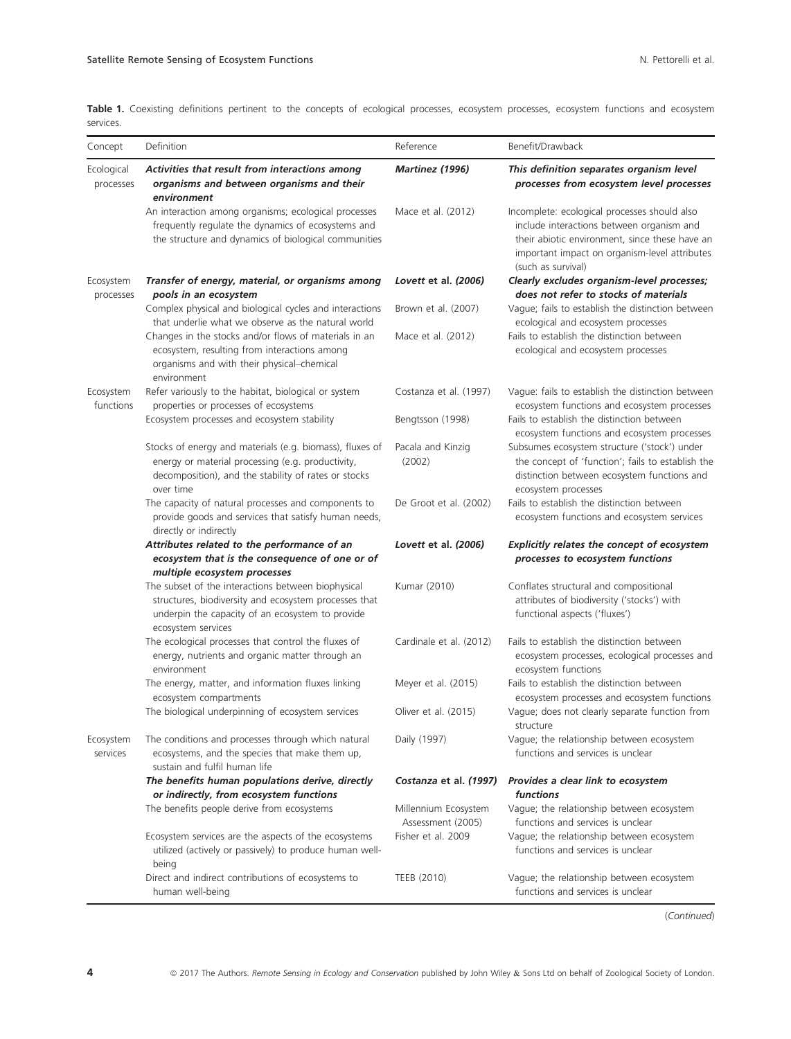**Table 1.** Coexisting definitions pertinent to the concepts of ecological processes, ecosystem processes, ecosystem functions and ecosystem services.

| Concept | Definition | Reference | Benefit/Drawback |
|---|---|---|---|
| Ecological processes | ***Activities that result from interactions among organisms and between organisms and their environment*** | ***Martinez (1996)*** | ***This definition separates organism level processes from ecosystem level processes*** |
| | An interaction among organisms; ecological processes frequently regulate the dynamics of ecosystems and the structure and dynamics of biological communities | Mace et al. (2012) | Incomplete: ecological processes should also include interactions between organism and their abiotic environment, since these have an important impact on organism-level attributes (such as survival) |
| Ecosystem processes | ***Transfer of energy, material, or organisms among pools in an ecosystem*** | ***Lovett et al. (2006)*** | ***Clearly excludes organism-level processes; does not refer to stocks of materials*** |
| | Complex physical and biological cycles and interactions that underlie what we observe as the natural world | Brown et al. (2007) | Vague; fails to establish the distinction between ecological and ecosystem processes |
| | Changes in the stocks and/or flows of materials in an ecosystem, resulting from interactions among organisms and with their physical–chemical environment | Mace et al. (2012) | Fails to establish the distinction between ecological and ecosystem processes |
| Ecosystem functions | Refer variously to the habitat, biological or system properties or processes of ecosystems | Costanza et al. (1997) | Vague: fails to establish the distinction between ecosystem functions and ecosystem processes |
| | Ecosystem processes and ecosystem stability | Bengtsson (1998) | Fails to establish the distinction between ecosystem functions and ecosystem processes |
| | Stocks of energy and materials (e.g. biomass), fluxes of energy or material processing (e.g. productivity, decomposition), and the stability of rates or stocks over time | Pacala and Kinzig (2002) | Subsumes ecosystem structure ('stock') under the concept of 'function'; fails to establish the distinction between ecosystem functions and ecosystem processes |
| | The capacity of natural processes and components to provide goods and services that satisfy human needs, directly or indirectly | De Groot et al. (2002) | Fails to establish the distinction between ecosystem functions and ecosystem services |
| | ***Attributes related to the performance of an ecosystem that is the consequence of one or of multiple ecosystem processes*** | ***Lovett et al. (2006)*** | ***Explicitly relates the concept of ecosystem processes to ecosystem functions*** |
| | The subset of the interactions between biophysical structures, biodiversity and ecosystem processes that underpin the capacity of an ecosystem to provide ecosystem services | Kumar (2010) | Conflates structural and compositional attributes of biodiversity ('stocks') with functional aspects ('fluxes') |
| | The ecological processes that control the fluxes of energy, nutrients and organic matter through an environment | Cardinale et al. (2012) | Fails to establish the distinction between ecosystem processes, ecological processes and ecosystem functions |
| | The energy, matter, and information fluxes linking ecosystem compartments | Meyer et al. (2015) | Fails to establish the distinction between ecosystem processes and ecosystem functions |
| | The biological underpinning of ecosystem services | Oliver et al. (2015) | Vague; does not clearly separate function from structure |
| Ecosystem services | The conditions and processes through which natural ecosystems, and the species that make them up, sustain and fulfil human life | Daily (1997) | Vague; the relationship between ecosystem functions and services is unclear |
| | ***The benefits human populations derive, directly or indirectly, from ecosystem functions*** | ***Costanza et al. (1997)*** | ***Provides a clear link to ecosystem functions*** |
| | The benefits people derive from ecosystems | Millennium Ecosystem Assessment (2005) | Vague; the relationship between ecosystem functions and services is unclear |
| | Ecosystem services are the aspects of the ecosystems utilized (actively or passively) to produce human well-being | Fisher et al. 2009 | Vague; the relationship between ecosystem functions and services is unclear |
| | Direct and indirect contributions of ecosystems to human well-being | TEEB (2010) | Vague; the relationship between ecosystem functions and services is unclear |

(*Continued*)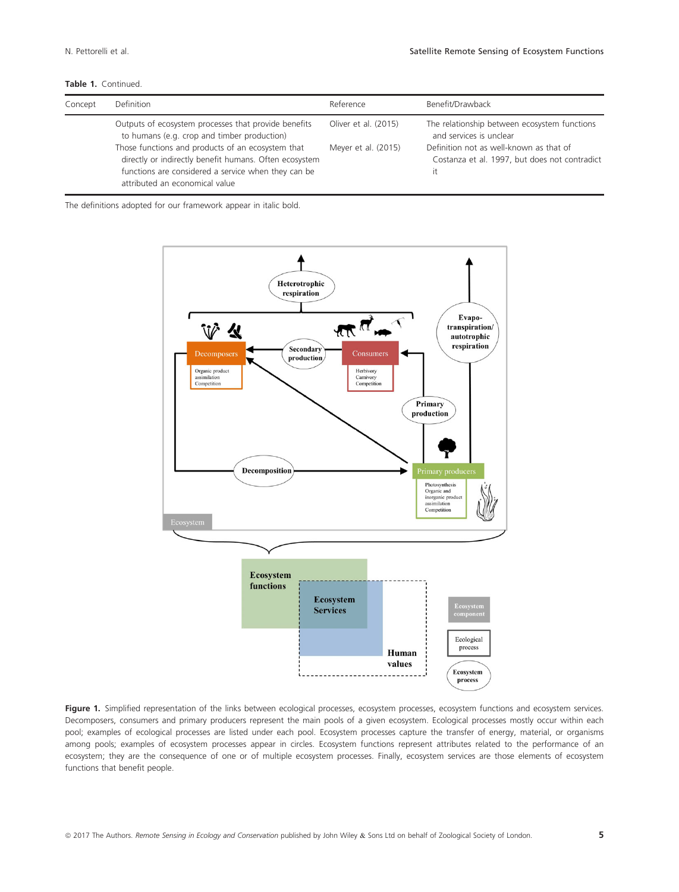**Table 1.** Continued.

| Concept | Definition | Reference | Benefit/Drawback |
|---|---|---|---|
| | Outputs of ecosystem processes that provide benefits to humans (e.g. crop and timber production) | Oliver et al. (2015) | The relationship between ecosystem functions and services is unclear |
| | Those functions and products of an ecosystem that directly or indirectly benefit humans. Often ecosystem functions are considered a service when they can be attributed an economical value | Meyer et al. (2015) | Definition not as well-known as that of Costanza et al. 1997, but does not contradict it |

The definitions adopted for our framework appear in italic bold.

**Figure 1.** Simplified representation of the links between ecological processes, ecosystem processes, ecosystem functions and ecosystem services. Decomposers, consumers and primary producers represent the main pools of a given ecosystem. Ecological processes mostly occur within each pool; examples of ecological processes are listed under each pool. Ecosystem processes capture the transfer of energy, material, or organisms among pools; examples of ecosystem processes appear in circles. Ecosystem functions represent attributes related to the performance of an ecosystem; they are the consequence of one or of multiple ecosystem processes. Finally, ecosystem services are those elements of ecosystem functions that benefit people.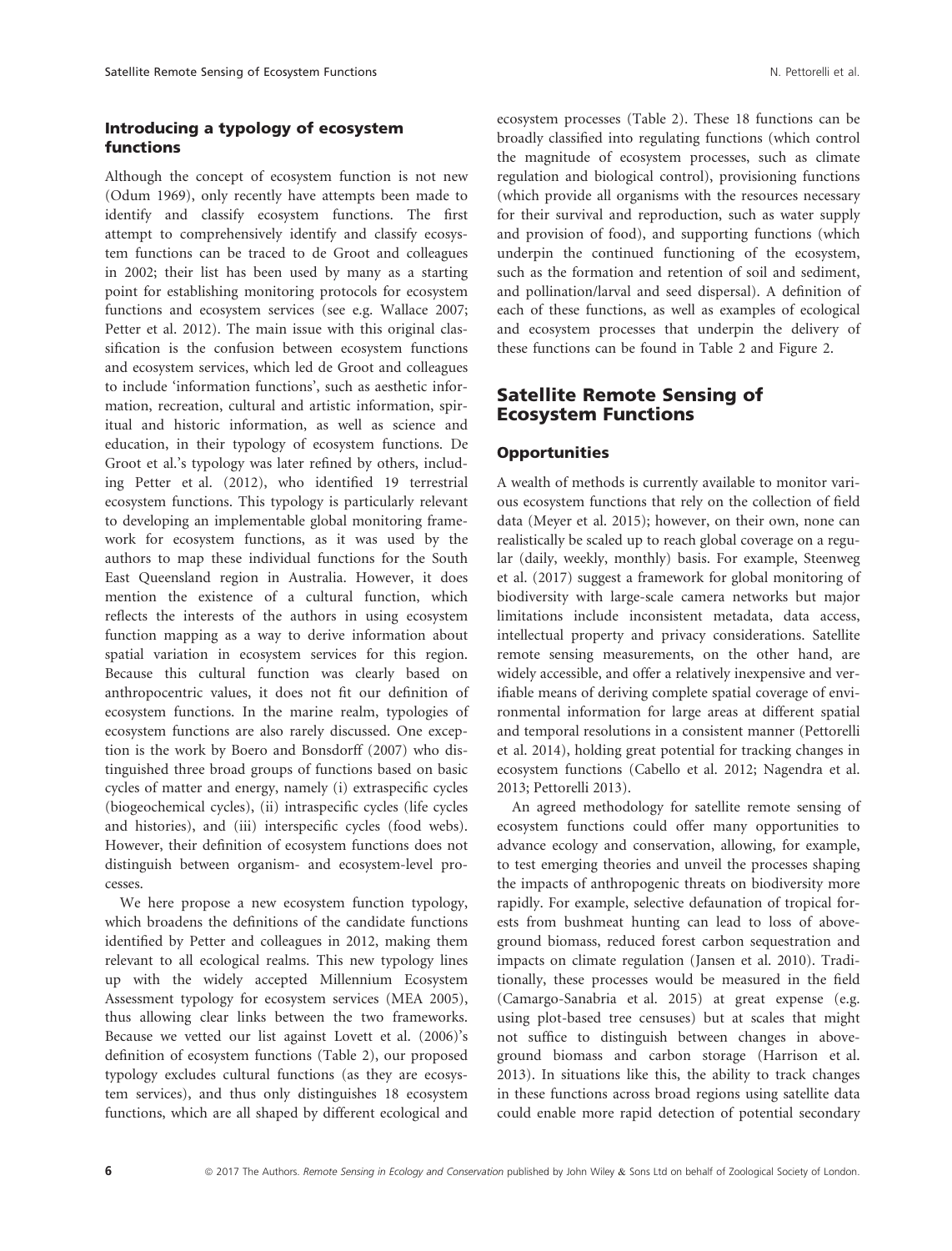### Introducing a typology of ecosystem functions

Although the concept of ecosystem function is not new (Odum 1969), only recently have attempts been made to identify and classify ecosystem functions. The first attempt to comprehensively identify and classify ecosystem functions can be traced to de Groot and colleagues in 2002; their list has been used by many as a starting point for establishing monitoring protocols for ecosystem functions and ecosystem services (see e.g. Wallace 2007; Petter et al. 2012). The main issue with this original classification is the confusion between ecosystem functions and ecosystem services, which led de Groot and colleagues to include 'information functions', such as aesthetic information, recreation, cultural and artistic information, spiritual and historic information, as well as science and education, in their typology of ecosystem functions. De Groot et al.'s typology was later refined by others, including Petter et al. (2012), who identified 19 terrestrial ecosystem functions. This typology is particularly relevant to developing an implementable global monitoring framework for ecosystem functions, as it was used by the authors to map these individual functions for the South East Queensland region in Australia. However, it does mention the existence of a cultural function, which reflects the interests of the authors in using ecosystem function mapping as a way to derive information about spatial variation in ecosystem services for this region. Because this cultural function was clearly based on anthropocentric values, it does not fit our definition of ecosystem functions. In the marine realm, typologies of ecosystem functions are also rarely discussed. One exception is the work by Boero and Bonsdorff (2007) who distinguished three broad groups of functions based on basic cycles of matter and energy, namely (i) extraspecific cycles (biogeochemical cycles), (ii) intraspecific cycles (life cycles and histories), and (iii) interspecific cycles (food webs). However, their definition of ecosystem functions does not distinguish between organism- and ecosystem-level processes.

We here propose a new ecosystem function typology, which broadens the definitions of the candidate functions identified by Petter and colleagues in 2012, making them relevant to all ecological realms. This new typology lines up with the widely accepted Millennium Ecosystem Assessment typology for ecosystem services (MEA 2005), thus allowing clear links between the two frameworks. Because we vetted our list against Lovett et al. (2006)'s definition of ecosystem functions (Table 2), our proposed typology excludes cultural functions (as they are ecosystem services), and thus only distinguishes 18 ecosystem functions, which are all shaped by different ecological and ecosystem processes (Table 2). These 18 functions can be broadly classified into regulating functions (which control the magnitude of ecosystem processes, such as climate regulation and biological control), provisioning functions (which provide all organisms with the resources necessary for their survival and reproduction, such as water supply and provision of food), and supporting functions (which underpin the continued functioning of the ecosystem, such as the formation and retention of soil and sediment, and pollination/larval and seed dispersal). A definition of each of these functions, as well as examples of ecological and ecosystem processes that underpin the delivery of these functions can be found in Table 2 and Figure 2.

## Satellite Remote Sensing of Ecosystem Functions

### Opportunities

A wealth of methods is currently available to monitor various ecosystem functions that rely on the collection of field data (Meyer et al. 2015); however, on their own, none can realistically be scaled up to reach global coverage on a regular (daily, weekly, monthly) basis. For example, Steenweg et al. (2017) suggest a framework for global monitoring of biodiversity with large-scale camera networks but major limitations include inconsistent metadata, data access, intellectual property and privacy considerations. Satellite remote sensing measurements, on the other hand, are widely accessible, and offer a relatively inexpensive and verifiable means of deriving complete spatial coverage of environmental information for large areas at different spatial and temporal resolutions in a consistent manner (Pettorelli et al. 2014), holding great potential for tracking changes in ecosystem functions (Cabello et al. 2012; Nagendra et al. 2013; Pettorelli 2013).

An agreed methodology for satellite remote sensing of ecosystem functions could offer many opportunities to advance ecology and conservation, allowing, for example, to test emerging theories and unveil the processes shaping the impacts of anthropogenic threats on biodiversity more rapidly. For example, selective defaunation of tropical forests from bushmeat hunting can lead to loss of aboveground biomass, reduced forest carbon sequestration and impacts on climate regulation (Jansen et al. 2010). Traditionally, these processes would be measured in the field (Camargo-Sanabria et al. 2015) at great expense (e.g. using plot-based tree censuses) but at scales that might not suffice to distinguish between changes in aboveground biomass and carbon storage (Harrison et al. 2013). In situations like this, the ability to track changes in these functions across broad regions using satellite data could enable more rapid detection of potential secondary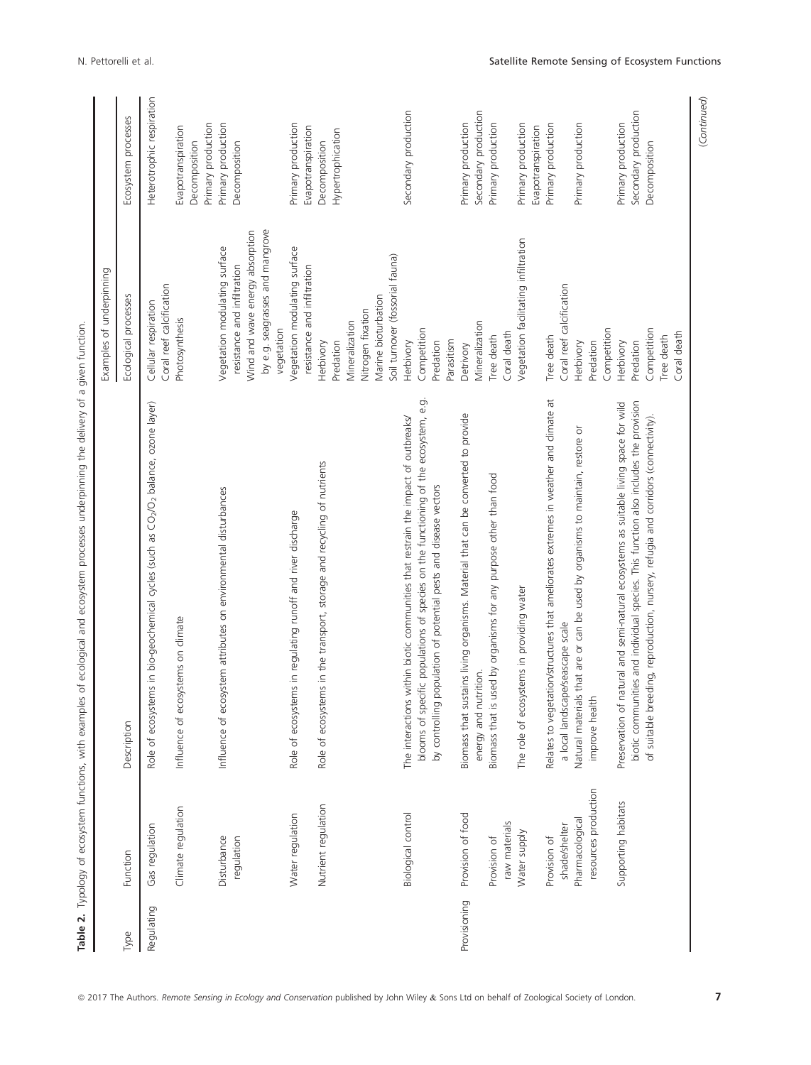**Table 2.** Typology of ecosystem functions, with examples of ecological and ecosystem processes underpinning the delivery of a given function.

| Type | Function | Description | Examples of underpinning | |
|---|---|---|---|---|
| | | | Ecological processes | Ecosystem processes |
| Regulating | Gas regulation | Role of ecosystems in bio-geochemical cycles (such as $CO_2/O_2$ balance, ozone layer) | Cellular respiration<br>Coral reef calcification | Heterotrophic respiration |
| | Climate regulation | Influence of ecosystems on climate | Photosynthesis | Evapotranspiration<br>Decomposition<br>Primary production |
| | Disturbance regulation | Influence of ecosystem attributes on environmental disturbances | Vegetation modulating surface resistance and infiltration<br>Wind and wave energy absorption by e.g. seagrasses and mangrove vegetation | Primary production<br>Decomposition |
| | Water regulation | Role of ecosystems in regulating runoff and river discharge | Vegetation modulating surface resistance and infiltration | Primary production<br>Evapotranspiration |
| | Nutrient regulation | Role of ecosystems in the transport, storage and recycling of nutrients | Herbivory<br>Predation<br>Mineralization<br>Nitrogen fixation<br>Marine bioturbation<br>Soil turnover (fossorial fauna) | Decomposition<br>Hypertrophication |
| | Biological control | The interactions within biotic communities that restrain the impact of outbreaks/blooms of specific populations of species on the functioning of the ecosystem, e.g. by controlling population of potential pests and disease vectors | Herbivory<br>Competition<br>Predation<br>Parasitism | Secondary production |
| Provisioning | Provision of food | Biomass that sustains living organisms. Material that can be converted to provide energy and nutrition. | Detrivory<br>Mineralization | Primary production<br>Secondary production |
| | Provision of raw materials | Biomass that is used by organisms for any purpose other than food | Tree death<br>Coral death | Primary production |
| | Water supply | The role of ecosystems in providing water | Vegetation facilitating infiltration | Primary production<br>Evapotranspiration |
| | Provision of shade/shelter | Relates to vegetation/structures that ameliorates extremes in weather and climate at a local landscape/seascape scale | Tree death<br>Coral reef calcification | Primary production |
| | Pharmacological resources production | Natural materials that are or can be used by organisms to maintain, restore or improve health | Herbivory<br>Predation<br>Competition | Primary production |
| | Supporting habitats | Preservation of natural and semi-natural ecosystems as suitable living space for wild biotic communities and individual species. This function also includes the provision of suitable breeding, reproduction, nursery, refugia and corridors (connectivity). | Herbivory<br>Predation<br>Competition<br>Tree death<br>Coral death | Primary production<br>Secondary production<br>Decomposition |

(Continued)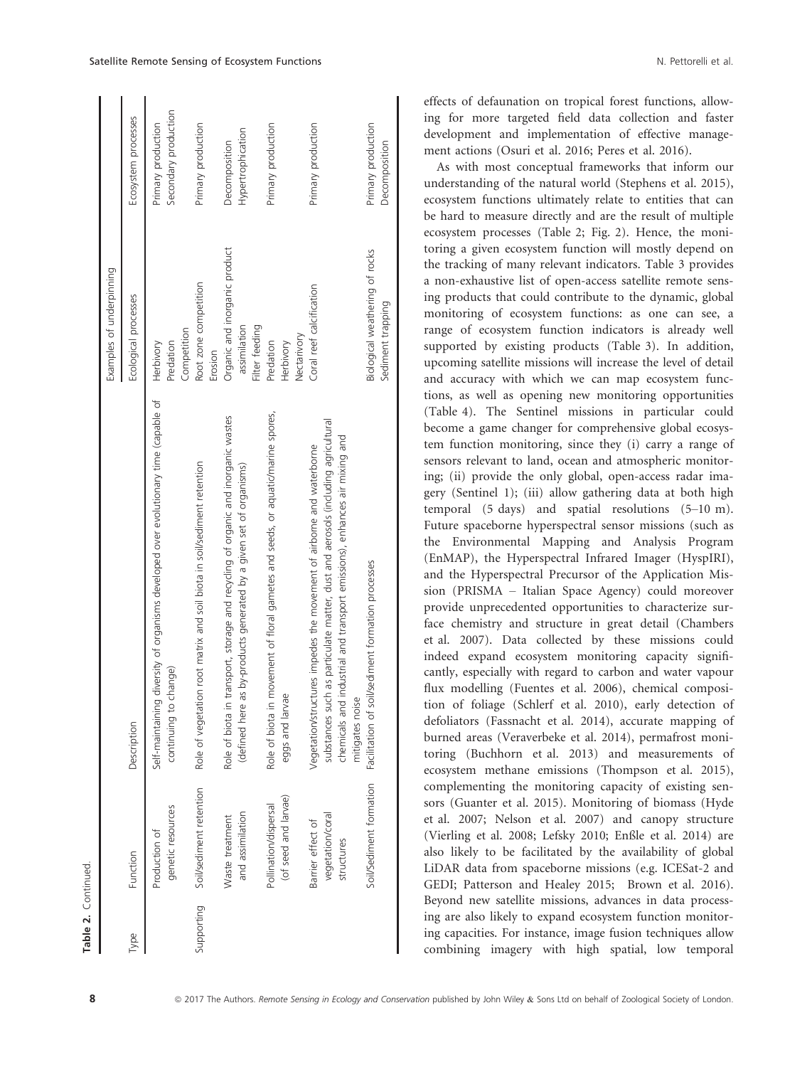**Table 2.** Continued.

| Type | Function | Description | Examples of underpinning | |
|---|---|---|---|---|
| | | | Ecological processes | Ecosystem processes |
| | Production of genetic resources | Self-maintaining diversity of organisms developed over evolutionary time (capable of continuing to change) | Herbivory<br>Predation<br>Competition | Primary production<br>Secondary production |
| Supporting | Soil/sediment retention | Role of vegetation root matrix and soil biota in soil/sediment retention | Root zone competition<br>Erosion | Primary production |
| | Waste treatment and assimilation | Role of biota in transport, storage and recycling of organic and inorganic wastes (defined here as by-products generated by a given set of organisms) | Organic and inorganic product assimilation<br>Filter feeding | Decomposition<br>Hypertrophication |
| | Pollination/dispersal (of seed and larvae) | Role of biota in movement of floral gametes and seeds, or aquatic/marine spores, eggs and larvae | Predation<br>Herbivory<br>Nectarivory | Primary production |
| | Barrier effect of vegetation/coral structures | Vegetation/structures impedes the movement of airborne and waterborne substances such as particulate matter, dust and aerosols (including agricultural chemicals and industrial and transport emissions), enhances air mixing and mitigates noise | Coral reef calcification | Primary production |
| | Soil/Sediment formation | Facilitation of soil/sediment formation processes | Biological weathering of rocks<br>Sediment trapping | Primary production<br>Decomposition |

effects of defaunation on tropical forest functions, allowing for more targeted field data collection and faster development and implementation of effective management actions (Osuri et al. 2016; Peres et al. 2016).

As with most conceptual frameworks that inform our understanding of the natural world (Stephens et al. 2015), ecosystem functions ultimately relate to entities that can be hard to measure directly and are the result of multiple ecosystem processes (Table 2; Fig. 2). Hence, the monitoring a given ecosystem function will mostly depend on the tracking of many relevant indicators. Table 3 provides a non-exhaustive list of open-access satellite remote sensing products that could contribute to the dynamic, global monitoring of ecosystem functions: as one can see, a range of ecosystem function indicators is already well supported by existing products (Table 3). In addition, upcoming satellite missions will increase the level of detail and accuracy with which we can map ecosystem functions, as well as opening new monitoring opportunities (Table 4). The Sentinel missions in particular could become a game changer for comprehensive global ecosystem function monitoring, since they (i) carry a range of sensors relevant to land, ocean and atmospheric monitoring; (ii) provide the only global, open-access radar imagery (Sentinel 1); (iii) allow gathering data at both high temporal (5 days) and spatial resolutions (5–10 m). Future spaceborne hyperspectral sensor missions (such as the Environmental Mapping and Analysis Program (EnMAP), the Hyperspectral Infrared Imager (HyspIRI), and the Hyperspectral Precursor of the Application Mission (PRISMA – Italian Space Agency) could moreover provide unprecedented opportunities to characterize surface chemistry and structure in great detail (Chambers et al. 2007). Data collected by these missions could indeed expand ecosystem monitoring capacity significantly, especially with regard to carbon and water vapour flux modelling (Fuentes et al. 2006), chemical composition of foliage (Schlerf et al. 2010), early detection of defoliators (Fassnacht et al. 2014), accurate mapping of burned areas (Veraverbeke et al. 2014), permafrost monitoring (Buchhorn et al. 2013) and measurements of ecosystem methane emissions (Thompson et al. 2015), complementing the monitoring capacity of existing sensors (Guanter et al. 2015). Monitoring of biomass (Hyde et al. 2007; Nelson et al. 2007) and canopy structure (Vierling et al. 2008; Lefsky 2010; Enßle et al. 2014) are also likely to be facilitated by the availability of global LiDAR data from spaceborne missions (e.g. ICESat-2 and GEDI; Patterson and Healey 2015; Brown et al. 2016). Beyond new satellite missions, advances in data processing are also likely to expand ecosystem function monitoring capacities. For instance, image fusion techniques allow combining imagery with high spatial, low temporal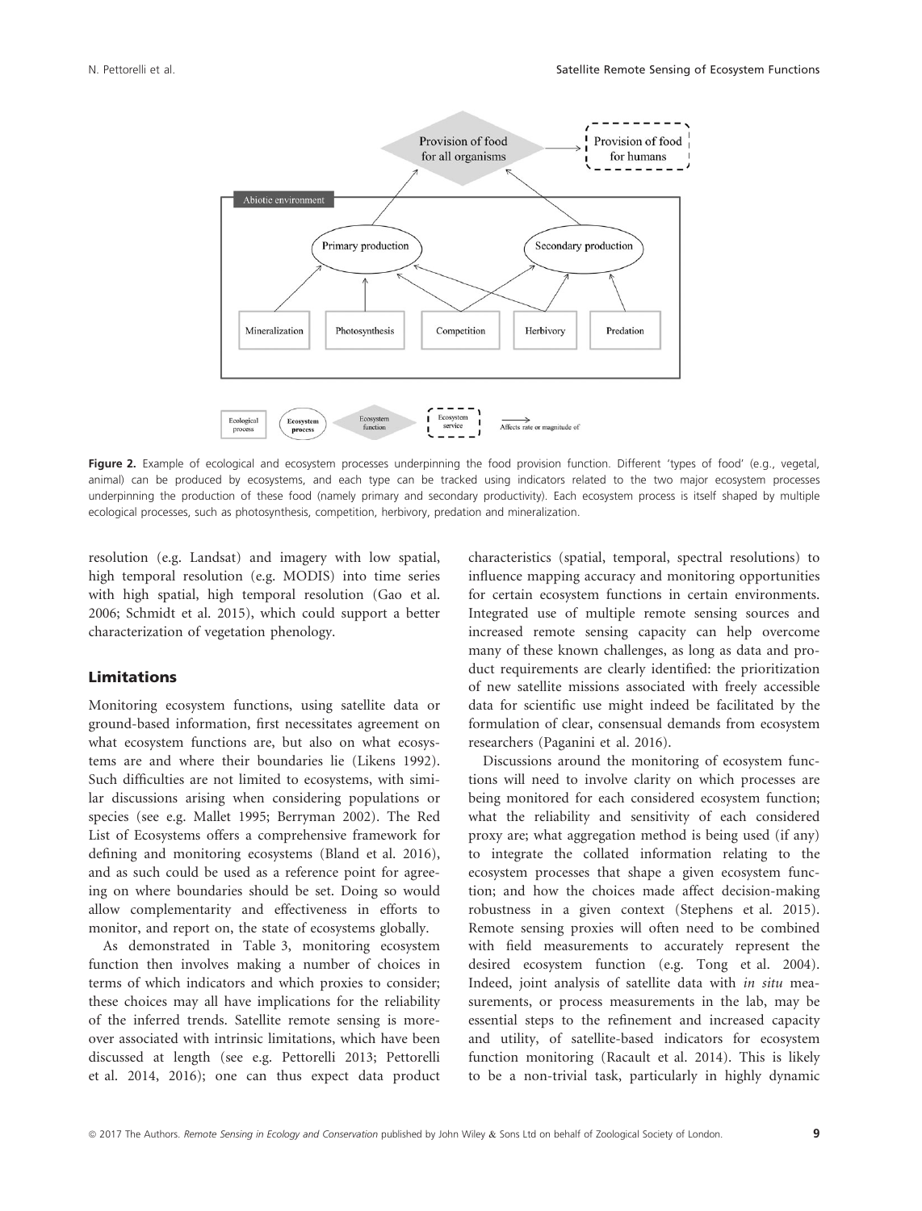Provision of food for all organisms

Provision of food for humans

Abiotic environment

Primary production

Secondary production

Mineralization

Photosynthesis

Competition

Herbivory

Predation

Ecological process

Ecosystem process

Ecosystem function

Ecosystem service

Affects rate or magnitude of

**Figure 2.** Example of ecological and ecosystem processes underpinning the food provision function. Different 'types of food' (e.g., vegetal, animal) can be produced by ecosystems, and each type can be tracked using indicators related to the two major ecosystem processes underpinning the production of these food (namely primary and secondary productivity). Each ecosystem process is itself shaped by multiple ecological processes, such as photosynthesis, competition, herbivory, predation and mineralization.

resolution (e.g. Landsat) and imagery with low spatial, high temporal resolution (e.g. MODIS) into time series with high spatial, high temporal resolution (Gao et al. 2006; Schmidt et al. 2015), which could support a better characterization of vegetation phenology.

## Limitations

Monitoring ecosystem functions, using satellite data or ground-based information, first necessitates agreement on what ecosystem functions are, but also on what ecosystems are and where their boundaries lie (Likens 1992). Such difficulties are not limited to ecosystems, with similar discussions arising when considering populations or species (see e.g. Mallet 1995; Berryman 2002). The Red List of Ecosystems offers a comprehensive framework for defining and monitoring ecosystems (Bland et al. 2016), and as such could be used as a reference point for agreeing on where boundaries should be set. Doing so would allow complementarity and effectiveness in efforts to monitor, and report on, the state of ecosystems globally.

As demonstrated in Table 3, monitoring ecosystem function then involves making a number of choices in terms of which indicators and which proxies to consider; these choices may all have implications for the reliability of the inferred trends. Satellite remote sensing is moreover associated with intrinsic limitations, which have been discussed at length (see e.g. Pettorelli 2013; Pettorelli et al. 2014, 2016); one can thus expect data product characteristics (spatial, temporal, spectral resolutions) to influence mapping accuracy and monitoring opportunities for certain ecosystem functions in certain environments. Integrated use of multiple remote sensing sources and increased remote sensing capacity can help overcome many of these known challenges, as long as data and product requirements are clearly identified: the prioritization of new satellite missions associated with freely accessible data for scientific use might indeed be facilitated by the formulation of clear, consensual demands from ecosystem researchers (Paganini et al. 2016).

Discussions around the monitoring of ecosystem functions will need to involve clarity on which processes are being monitored for each considered ecosystem function; what the reliability and sensitivity of each considered proxy are; what aggregation method is being used (if any) to integrate the collated information relating to the ecosystem processes that shape a given ecosystem function; and how the choices made affect decision-making robustness in a given context (Stephens et al. 2015). Remote sensing proxies will often need to be combined with field measurements to accurately represent the desired ecosystem function (e.g. Tong et al. 2004). Indeed, joint analysis of satellite data with *in situ* measurements, or process measurements in the lab, may be essential steps to the refinement and increased capacity and utility, of satellite-based indicators for ecosystem function monitoring (Racault et al. 2014). This is likely to be a non-trivial task, particularly in highly dynamic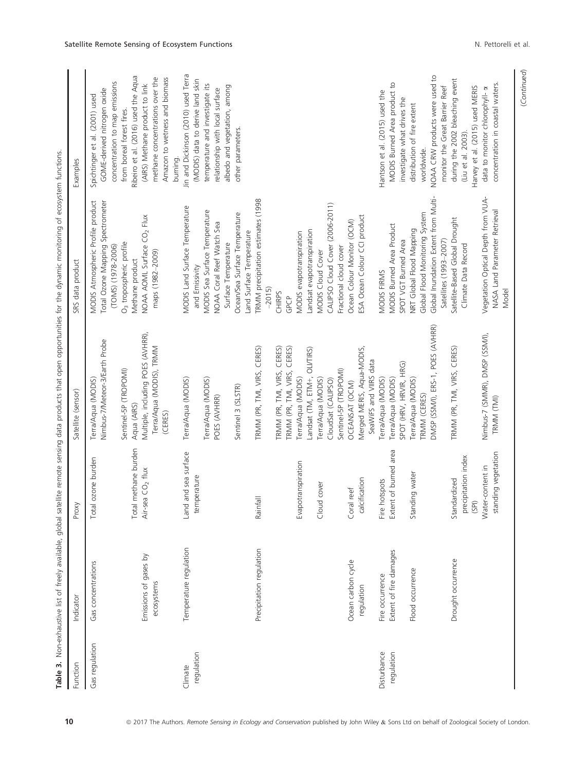**Table 3.** Non-exhaustive list of freely available, global satellite remote sensing data products that open opportunities for the dynamic monitoring of ecosystem functions.

| Function | Indicator | Proxy | Satellite (sensor) | SRS data product | Examples |
|---|---|---|---|---|---|
| Gas regulation | Gas concentrations | Total ozone burden | Terra/Aqua (MODIS)<br>Nimbus-7/Meteor-3/Earth Probe<br><br>Sentinel-5P (TROPOMI) | MODIS Atmospheric Profile product<br>Total Ozone Mapping Spectrometer (TOMS) (1978–2006)<br>$O_3$ tropospheric profile | Spichtinger et al. (2001) used GOME-derived nitrogen oxide concentration to map emissions from boreal forest fires. |
| | | Total methane burden | Aqua (AIRS) | Methane product | Ribeiro et al. (2016) used the Aqua (AIRS) Methane product to link methane concentrations over the Amazon to wetness and biomass burning. |
| | Emissions of gases by ecosystems | Air-sea $CO_2$ flux | Multiple, including POES (AVHRR), Terra/Aqua (MODIS), TRMM (CERES) | NOAA AOML Surface $CO_2$ Flux maps (1982–2009) | |
| Climate regulation | Temperature regulation | Land and sea surface temperature | Terra/Aqua (MODIS)<br><br>Terra/Aqua (MODIS)<br>POES (AVHRR)<br><br>Sentinel 3 (SLSTR) | MODIS Land Surface Temperature and Emissivity<br>MODIS Sea Surface Temperature<br>NOAA Coral Reef Watch Sea Surface Temperature<br>Ocean/Sea Surface Temperature<br>Land Surface Temperature | Jin and Dickinson (2010) used Terra (MODIS) data to derive land skin temperature and investigate its relationship with local surface albedo and vegetation, among other parameters. |
| | Precipitation regulation | Rainfall | TRMM (PR, TMI, VIRS, CERES)<br><br>TRMM (PR, TMI, VIRS, CERES)<br>TRMM (PR, TMI, VIRS, CERES) | TRMM precipitation estimates (1998–2015)<br>CHIRPS<br>GPCP | |
| | | Evapotranspiration | Terra/Aqua (MODIS)<br>Landsat (TM, ETM+, OLI/TIRS) | MODIS evapotranspiration<br>Landsat evapotranspiration | |
| | | Cloud cover | Terra/Aqua (MODIS)<br>CloudSat (CALIPSO)<br>Sentinel-5P (TROPOMI) | MODIS Cloud Cover<br>CALIPSO Cloud Cover (2006-2011)<br>Fractional cloud cover | |
| | Ocean carbon cycle regulation | Coral reef calcification | OCEANSAT (OCM)<br>Merged MERIS, Aqua-MODIS, SeaWiFS and VIIRS data | Ocean Colour Monitor (OCM)<br>ESA Ocean Colour CCI product | |
| Disturbance regulation | Fire occurrence | Fire hotspots | Terra/Aqua (MODIS) | MODIS FIRMS | Hantson et al. (2015) used the MODIS Burned Area product to investigate what drives the distribution of fire extent worldwide. |
| | Extent of fire damages | Extent of burned area | Terra/Aqua (MODIS)<br>SPOT (HRV, HRVIR, HRG) | MODIS Burned Area Product<br>SPOT VGT Burned Area | |
| | Flood occurrence | Standing water | Terra/Aqua (MODIS)<br>TRMM (CERES)<br>DMSP (SSM/I), ERS-1, POES (AVHRR) | NRT Global Flood Mapping<br>Global Flood Monitoring System<br>Global Inundation Extent from Multi-Satellites (1993–2007) | NOAA CRW products were used to monitor the Great Barrier Reef during the 2002 bleaching event (Liu et al. 2003). |
| | Drought occurrence | Standardized precipitation index (SPI) | TRMM (PR, TMI, VIRS, CERES) | Satellite-Based Global Drought Climate Data Record | Harvey et al. (2015) used MERIS data to monitor chlorophyll- α concentration in coastal waters. |
| | | Water-content in standing vegetation | Nimbus-7 (SMMR), DMSP (SSM/I), TRMM (TMI) | Vegetation Optical Depth from VUA-NASA Land Parameter Retrieval Model | |

(Continued)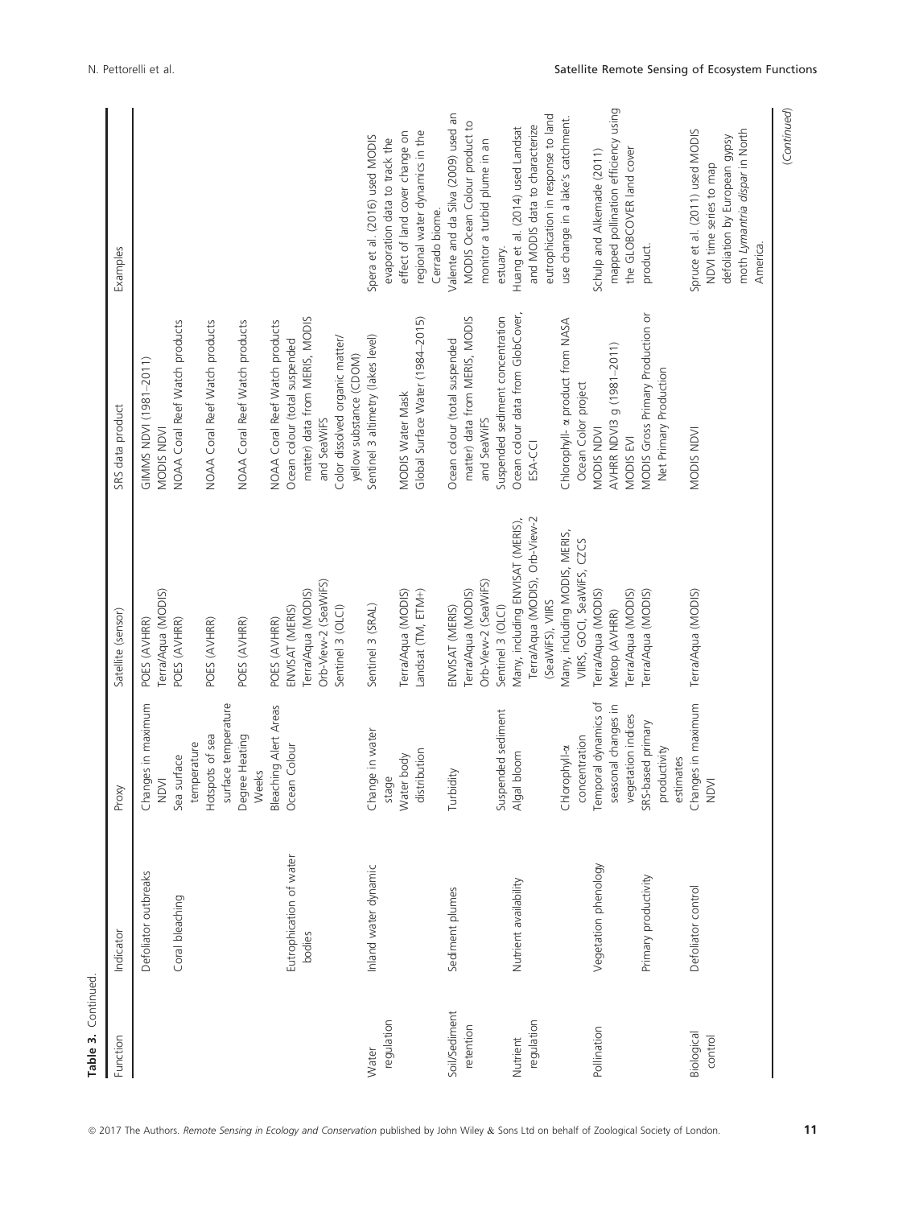**Table 3.** Continued.

| Function | Indicator | Proxy | Satellite (sensor) | SRS data product | Examples |
|---|---|---|---|---|---|
| | Defoliator outbreaks | Changes in maximum NDVI | POES (AVHRR)<br>Terra/Aqua (MODIS) | GIMMS NDVI (1981–2011)<br>MODIS NDVI | |
| | Coral bleaching | Sea surface temperature | POES (AVHRR) | NOAA Coral Reef Watch products | |
| | | Hotspots of sea surface temperature | POES (AVHRR) | NOAA Coral Reef Watch products | |
| | | Degree Heating Weeks | POES (AVHRR) | NOAA Coral Reef Watch products | |
| | | Bleaching Alert Areas | POES (AVHRR) | NOAA Coral Reef Watch products | |
| | Eutrophication of water bodies | Ocean Colour | ENVISAT (MERIS)<br>Terra/Aqua (MODIS)<br>Orb-View-2 (SeaWiFS)<br>Sentinel 3 (OLCI) | Ocean colour (total suspended matter) data from MERIS, MODIS and SeaWiFS<br>Color dissolved organic matter/ yellow substance (CDOM) | |
| Water regulation | Inland water dynamic | Change in water stage | Sentinel 3 (SRAL) | Sentinel 3 altimetry (lakes level) | Spera et al. (2016) used MODIS evaporation data to track the effect of land cover change on regional water dynamics in the Cerrado biome. |
| | | Water body distribution | Terra/Aqua (MODIS)<br>Landsat (TM, ETM+) | MODIS Water Mask<br>Global Surface Water (1984–2015) | |
| Soil/Sediment retention | Sediment plumes | Turbidity | ENVISAT (MERIS)<br>Terra/Aqua (MODIS)<br>Orb-View-2 (SeaWiFS) | Ocean colour (total suspended matter) data from MERIS, MODIS and SeaWiFS | Valente and da Silva (2009) used an MODIS Ocean Colour product to monitor a turbid plume in an estuary. |
| | | Suspended sediment | Sentinel 3 (OLCI) | Suspended sediment concentration | |
| Nutrient regulation | Nutrient availability | Algal bloom | Many, including ENVISAT (MERIS), Terra/Aqua (MODIS), Orb-View-2 (SeaWiFS), VIIRS | Ocean colour data from GlobCover, ESA-CCI | Huang et al. (2014) used Landsat and MODIS data to characterize eutrophication in response to land use change in a lake's catchment. |
| | | Chlorophyll-$\alpha$ concentration | Many, including MODIS, MERIS, VIIRS, GOCI, SeaWiFS, CZCS | Chlorophyll- $\alpha$ product from NASA Ocean Color project | |
| Pollination | Vegetation phenology | Temporal dynamics of seasonal changes in vegetation indices | Terra/Aqua (MODIS)<br>Metop (AVHRR)<br>Terra/Aqua (MODIS) | MODIS NDVI<br>AVHRR NDVI3 g (1981–2011)<br>MODIS EVI | Schulp and Alkemade (2011) mapped pollination efficiency using the GLOBCOVER land cover product. |
| | Primary productivity | SRS-based primary productivity estimates | Terra/Aqua (MODIS) | MODIS Gross Primary Production or Net Primary Production | |
| Biological control | Defoliator control | Changes in maximum NDVI | Terra/Aqua (MODIS) | MODIS NDVI | Spruce et al. (2011) used MODIS NDVI time series to map defoliation by European gypsy moth *Lymantria dispar* in North America. |

(*Continued*)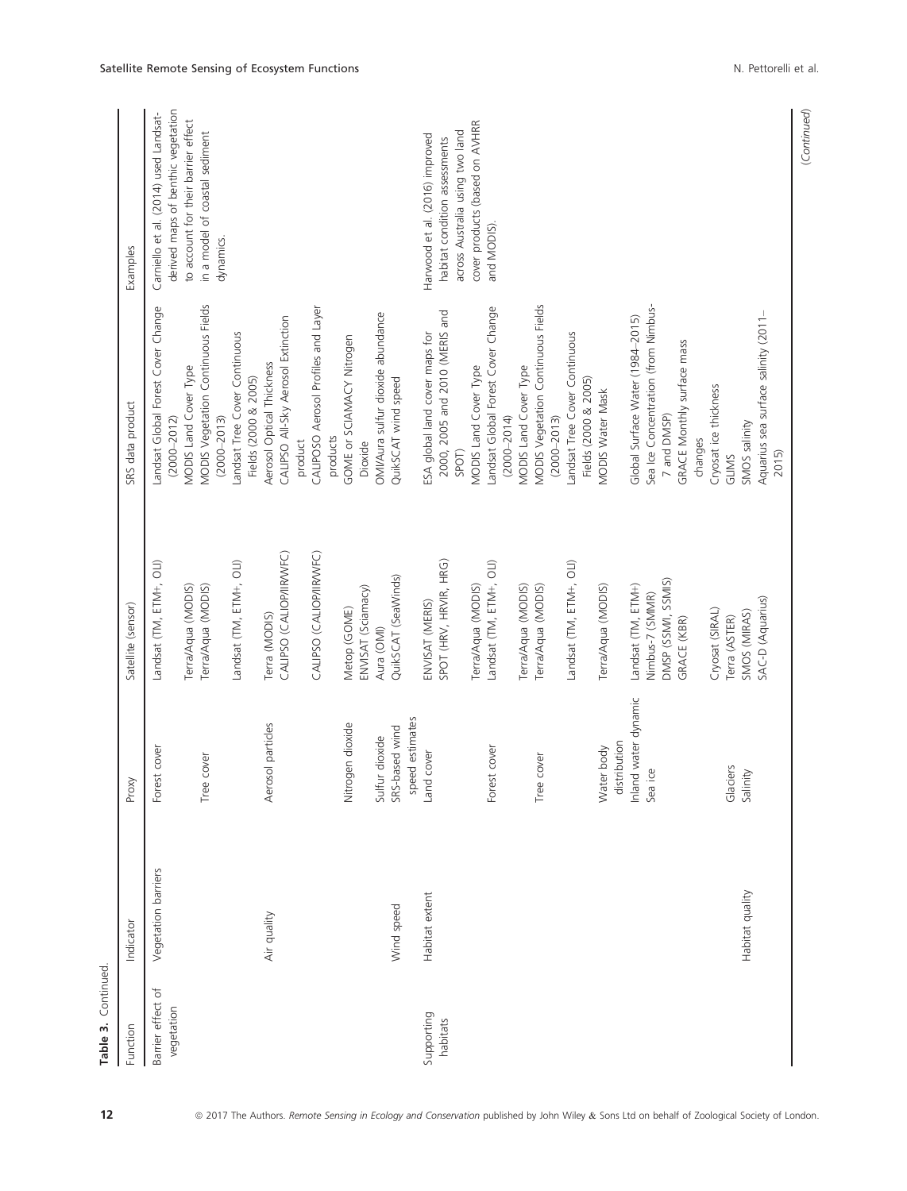**Table 3.** Continued.

| Function | Indicator | Proxy | Satellite (sensor) | SRS data product | Examples |
|---|---|---|---|---|---|
| Barrier effect of vegetation | Vegetation barriers | Forest cover | Landsat (TM, ETM+, OLI) | Landsat Global Forest Cover Change (2000–2012) | Carniello et al. (2014) used Landsat-derived maps of benthic vegetation to account for their barrier effect in a model of coastal sediment dynamics. |
| | | | Terra/Aqua (MODIS) | MODIS Land Cover Type | |
| | | Tree cover | Terra/Aqua (MODIS) | MODIS Vegetation Continuous Fields (2000–2013) | |
| | | | Landsat (TM, ETM+, OLI) | Landsat Tree Cover Continuous Fields (2000 & 2005) | |
| | Air quality | Aerosol particles | Terra (MODIS) | Aerosol Optical Thickness | |
| | | | CALIPSO (CALIOP/IIR/WFC) | CALIPSO All-Sky Aerosol Extinction product | |
| | | | CALIPSO (CALIOP/IIR/WFC) | CALIPSO Aerosol Profiles and Layer products | |
| | | Nitrogen dioxide | Metop (GOME) | GOME or SCIAMACY Nitrogen Dioxide | |
| | | | ENVISAT (Sciamacy) | | |
| | | Sulfur dioxide | Aura (OMI) | OMI/Aura sulfur dioxide abundance | |
| | Wind speed | SRS-based wind speed estimates | QuikSCAT (SeaWinds) | QuikSCAT wind speed | |
| Supporting habitats | Habitat extent | Land cover | ENVISAT (MERIS) | ESA global land cover maps for 2000, 2005 and 2010 (MERIS and SPOT) | Harwood et al. (2016) improved habitat condition assessments across Australia using two land cover products (based on AVHRR and MODIS). |
| | | | SPOT (HRV, HRVIR, HRG) | | |
| | | | Terra/Aqua (MODIS) | MODIS Land Cover Type | |
| | | Forest cover | Landsat (TM, ETM+, OLI) | Landsat Global Forest Cover Change (2000–2014) | |
| | | | Terra/Aqua (MODIS) | MODIS Land Cover Type | |
| | | Tree cover | Terra/Aqua (MODIS) | MODIS Vegetation Continuous Fields (2000–2013) | |
| | | | Landsat (TM, ETM+, OLI) | Landsat Tree Cover Continuous Fields (2000 & 2005) | |
| | | Water body distribution | Terra/Aqua (MODIS) | MODIS Water Mask | |
| | | Inland water dynamic | Landsat (TM, ETM+) | Global Surface Water (1984–2015) | |
| | | Sea ice | Nimbus-7 (SMMR) | Sea Ice Concentration (from Nimbus-7 and DMSP) | |
| | | | DMSP (SSM/I, SSMIS) | | |
| | | | GRACE (KBR) | GRACE Monthly surface mass changes | |
| | | | Cryosat (SIRAL) | Cryosat ice thickness | |
| | | Glaciers | Terra (ASTER) | GLIMS | |
| | Habitat quality | Salinity | SMOS (MIRAS) | SMOS salinity | |
| | | | SAC-D (Aquarius) | Aquarius sea surface salinity (2011–2015) | |

(Continued)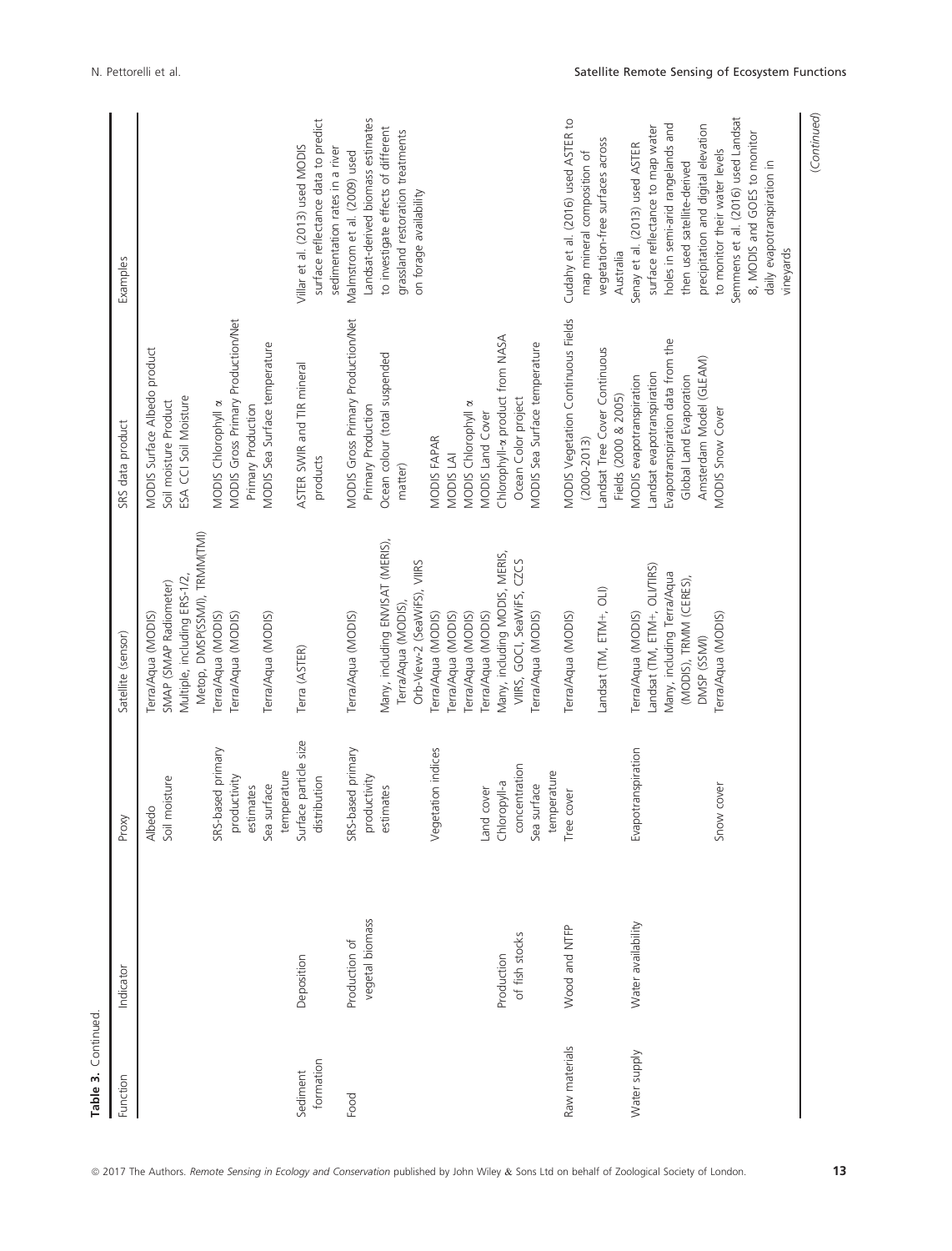**Table 3.** Continued.

| Function | Indicator | Proxy | Satellite (sensor) | SRS data product | Examples |
|---|---|---|---|---|---|
| | | Albedo | Terra/Aqua (MODIS) | MODIS Surface Albedo product | |
| | | Soil moisture | SMAP (SMAP Radiometer) | Soil moisture Product | |
| | | | Multiple, including ERS-1/2, Metop, DMSP(SSM/I), TRMM(TMI) | ESA CCI Soil Moisture | |
| | | SRS-based primary productivity estimates | Terra/Aqua (MODIS) | MODIS Chlorophyll α | |
| | | | Terra/Aqua (MODIS) | MODIS Gross Primary Production/Net Primary Production | |
| | | Sea surface temperature | Terra/Aqua (MODIS) | MODIS Sea Surface temperature | |
| Sediment formation | Deposition | Surface particle size distribution | Terra (ASTER) | ASTER SWIR and TIR mineral products | Villar et al. (2013) used MODIS surface reflectance data to predict sedimentation rates in a river |
| Food | Production of vegetal biomass | SRS-based primary productivity estimates | Terra/Aqua (MODIS) | MODIS Gross Primary Production/Net Primary Production | Malmstrom et al. (2009) used Landsat-derived biomass estimates to investigate effects of different grassland restoration treatments on forage availability |
| | | | Many, including ENVISAT (MERIS), Terra/Aqua (MODIS), Orb-View-2 (SeaWiFS), VIIRS | Ocean colour (total suspended matter) | |
| | | Vegetation indices | Terra/Aqua (MODIS) | MODIS FAPAR | |
| | | | Terra/Aqua (MODIS) | MODIS LAI | |
| | | | Terra/Aqua (MODIS) | MODIS Chlorophyll α | |
| | | Land cover | Terra/Aqua (MODIS) | MODIS Land Cover | |
| | Production of fish stocks | Chlorophyll-a concentration | Many, including MODIS, MERIS, VIIRS, GOCI, SeaWiFS, CZCS | Chlorophyll-α product from NASA Ocean Color project | |
| | | Sea surface temperature | Terra/Aqua (MODIS) | MODIS Sea Surface temperature | |
| Raw materials | Wood and NTFP | Tree cover | Terra/Aqua (MODIS) | MODIS Vegetation Continuous Fields (2000-2013) | Cudahy et al. (2016) used ASTER to map mineral composition of vegetation-free surfaces across Australia |
| | | | Landsat (TM, ETM+, OLI) | Landsat Tree Cover Continuous Fields (2000 & 2005) | |
| Water supply | Water availability | Evapotranspiration | Terra/Aqua (MODIS) | MODIS evapotranspiration | Senay et al. (2013) used ASTER surface reflectance to map water holes in semi-arid rangelands and then used satellite-derived precipitation and digital elevation to monitor their water levels |
| | | | Landsat (TM, ETM+, OLI/TIRS) | Landsat evapotranspiration | |
| | | | Many, including Terra/Aqua (MODIS), TRMM (CERES), DMSP (SSMI) | Evapotranspiration data from the Global Land Evaporation Amsterdam Model (GLEAM) | |
| | | Snow cover | Terra/Aqua (MODIS) | MODIS Snow Cover | Semmens et al. (2016) used Landsat 8, MODIS and GOES to monitor daily evapotranspiration in vineyards |

(Continued)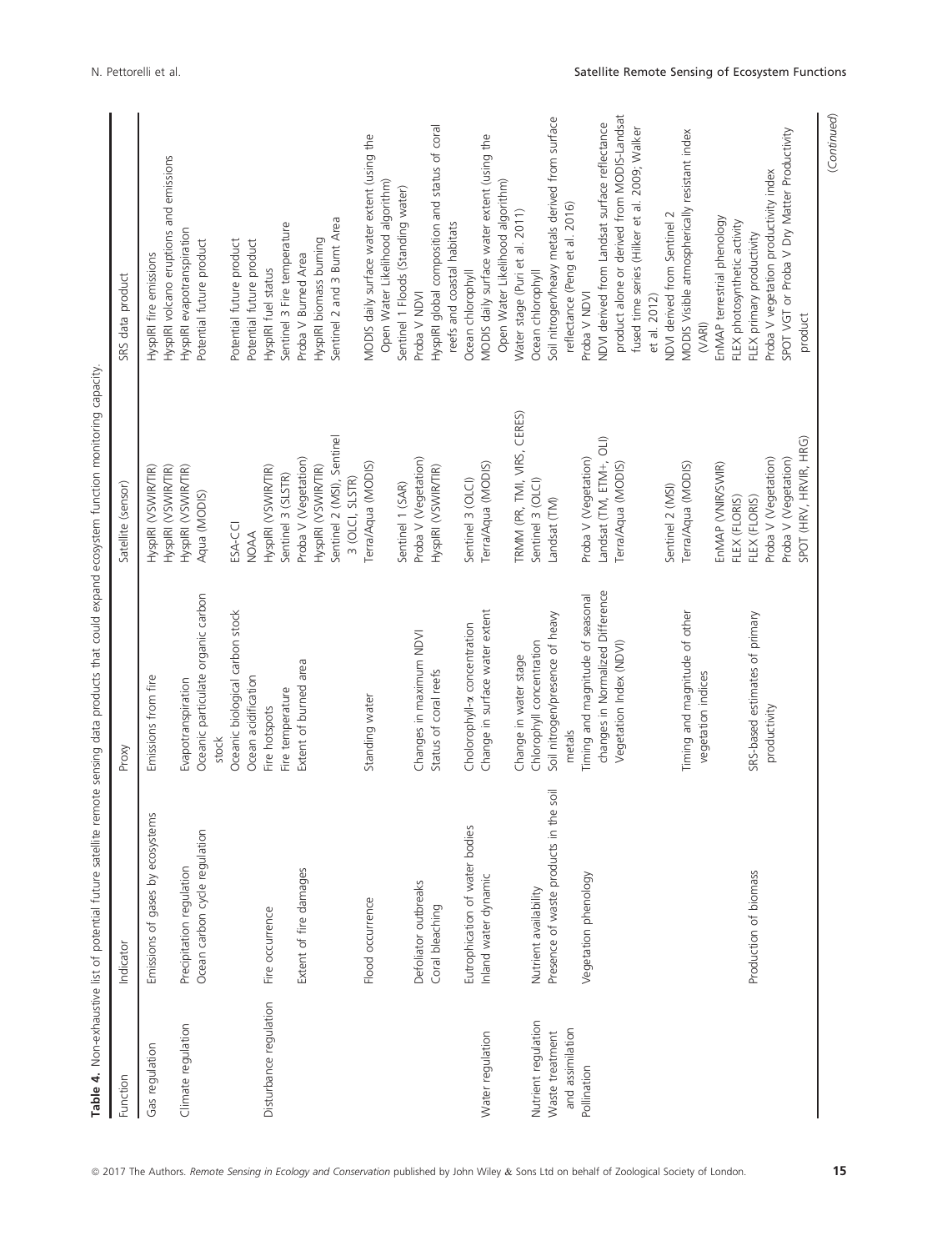**Table 4.** Non-exhaustive list of potential future satellite remote sensing data products that could expand ecosystem function monitoring capacity.

| Function | Indicator | Proxy | Satellite (sensor) | SRS data product |
|---|---|---|---|---|
| Gas regulation | Emissions of gases by ecosystems | Emissions from fire | HyspIRI (VSWIR/TIR) | HyspIRI fire emissions |
| | | | HyspIRI (VSWIR/TIR) | HyspIRI volcano eruptions and emissions |
| Climate regulation | Precipitation regulation | Evapotranspiration | HyspIRI (VSWIR/TIR) | HyspIRI evapotranspiration |
| | Ocean carbon cycle regulation | Oceanic particulate organic carbon stock | Aqua (MODIS) | Potential future product |
| | | Oceanic biological carbon stock | ESA-CCI | Potential future product |
| | | Ocean acidification | NOAA | Potential future product |
| Disturbance regulation | Fire occurrence | Fire hotspots | HyspIRI (VSWIR/TIR) | HyspIRI fuel status |
| | | Fire temperature | Sentinel 3 (SLSTR) | Sentinel 3 Fire temperature |
| | Extent of fire damages | Extent of burned area | Proba V (Vegetation) | Proba V Burned Area |
| | | | HyspIRI (VSWIR/TIR) | HyspIRI biomass burning |
| | | | Sentinel 2 (MSI), Sentinel 3 (OLCI, SLSTR) | Sentinel 2 and 3 Burnt Area |
| | Flood occurrence | Standing water | Terra/Aqua (MODIS) | MODIS daily surface water extent (using the Open Water Likelihood algorithm) |
| | | | Sentinel 1 (SAR) | Sentinel 1 Floods (Standing water) |
| | Defoliator outbreaks | Changes in maximum NDVI | Proba V (Vegetation) | Proba V NDVI |
| | Coral bleaching | Status of coral reefs | HyspIRI (VSWIR/TIR) | HyspIRI global composition and status of coral reefs and coastal habitats |
| | Eutrophication of water bodies | Cholorophyll-α concentration | Sentinel 3 (OLCI) | Ocean chlorophyll |
| Water regulation | Inland water dynamic | Change in surface water extent | Terra/Aqua (MODIS) | MODIS daily surface water extent (using the Open Water Likelihood algorithm) |
| | | Change in water stage | TRMM (PR, TMI, VIRS, CERES) | Water stage (Puri et al. 2011) |
| Nutrient regulation | Nutrient availability | Chlorophyll concentration | Sentinel 3 (OLCI) | Ocean chlorophyll |
| Waste treatment and assimilation | Presence of waste products in the soil | Soil nitrogen/presence of heavy metals | Landsat (TM) | Soil nitrogen/heavy metals derived from surface reflectance (Peng et al. 2016) |
| Pollination | Vegetation phenology | Timing and magnitude of seasonal changes in Normalized Difference Vegetation Index (NDVI) | Proba V (Vegetation) | Proba V NDVI |
| | | | Landsat (TM, ETM+, OLI) Terra/Aqua (MODIS) | NDVI derived from Landsat surface reflectance product alone or derived from MODIS-Landsat fused time series (Hilker et al. 2009; Walker et al. 2012) |
| | | | Sentinel 2 (MSI) | NDVI derived from Sentinel 2 |
| | | Timing and magnitude of other vegetation indices | Terra/Aqua (MODIS) | MODIS Visible atmospherically resistant index (VARI) |
| | | | EnMAP (VNIR/SWIR) | EnMAP terrestrial phenology |
| | | | FLEX (FLORIS) | FLEX photosynthetic activity |
| | Production of biomass | SRS-based estimates of primary productivity | FLEX (FLORIS) | FLEX primary productivity |
| | | | Proba V (Vegetation) | Proba V vegetation productivity index |
| | | | Proba V (Vegetation) SPOT (HRV, HRVIR, HRG) | SPOT VGT or Proba V Dry Matter Productivity product |

(Continued)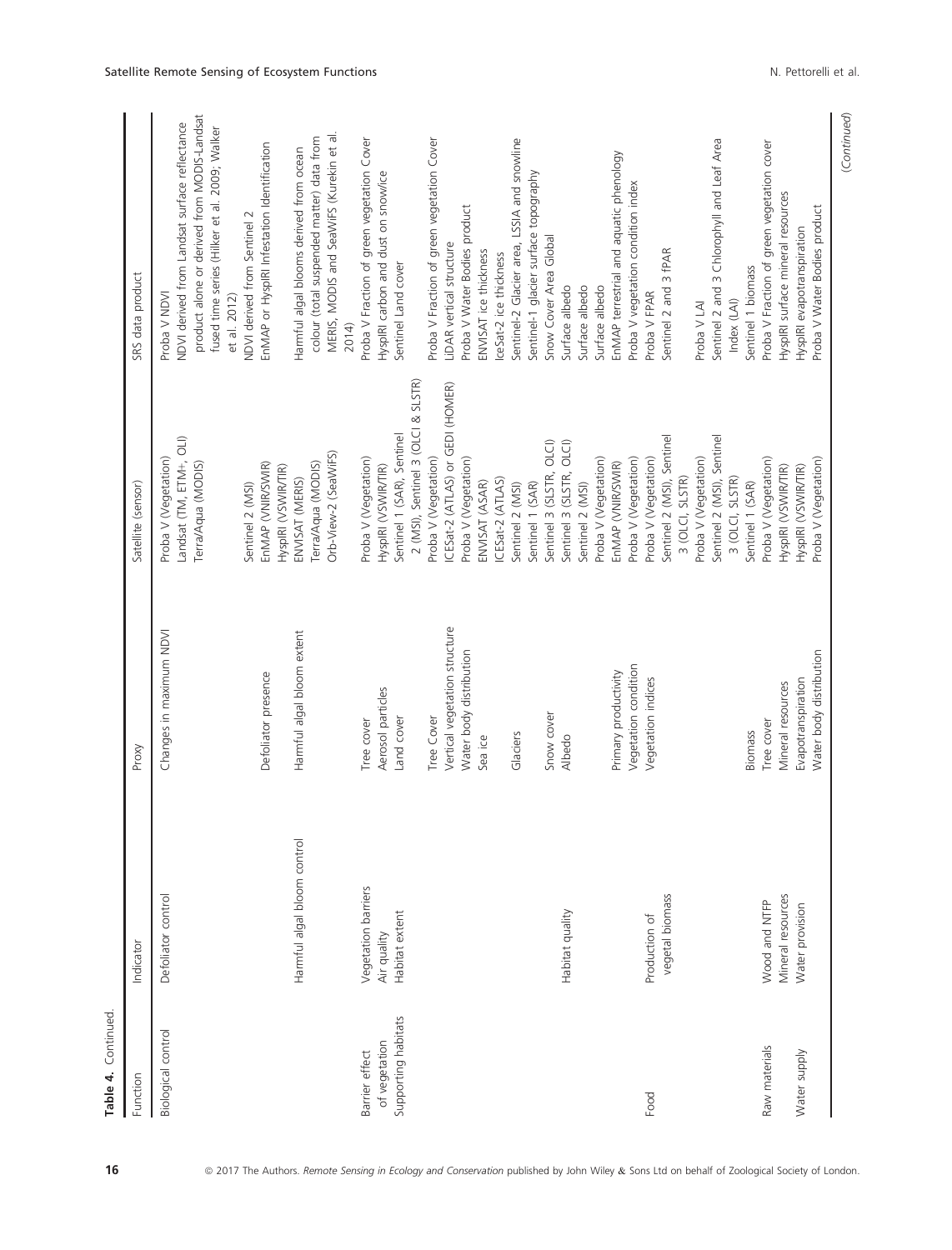**Table 4.** Continued.

| Function | Indicator | Proxy | Satellite (sensor) | SRS data product |
|---|---|---|---|---|
| Biological control | Defoliator control | Changes in maximum NDVI | Proba V (Vegetation) | Proba V NDVI |
| | | | Landsat (TM, ETM+, OLI) Terra/Aqua (MODIS) | NDVI derived from Landsat surface reflectance product alone or derived from MODIS-Landsat fused time series (Hilker et al. 2009; Walker et al. 2012) |
| | | | Sentinel 2 (MSI) | NDVI derived from Sentinel 2 |
| | | Defoliator presence | EnMAP (VNIR/SWIR) HyspIRI (VSWIR/TIR) | EnMAP or HyspIRI Infestation identification |
| | Harmful algal bloom control | Harmful algal bloom extent | ENVISAT (MERIS) Terra/Aqua (MODIS) Orb-View-2 (SeaWiFS) | Harmful algal blooms derived from ocean colour (total suspended matter) data from MERIS, MODIS and SeaWiFS (Kurekin et al. 2014) |
| Barrier effect of vegetation | Vegetation barriers | Tree cover | Proba V (Vegetation) | Proba V Fraction of green vegetation Cover |
| Supporting habitats | Air quality | Aerosol particles | HyspIRI (VSWIR/TIR) | HyspIRI carbon and dust on snow/ice |
| | Habitat extent | Land cover | Sentinel 1 (SAR), Sentinel 2 (MSI), Sentinel 3 (OLCI & SLSTR) | Sentinel Land cover |
| | | Tree Cover | Proba V (Vegetation) | Proba V Fraction of green vegetation Cover |
| | | Vertical vegetation structure | ICESat-2 (ATLAS) or GEDI (HOMER) | LiDAR vertical structure |
| | | Water body distribution | Proba V (Vegetation) | Proba V Water Bodies product |
| | | Sea ice | ENVISAT (ASAR) | ENVISAT ice thickness |
| | | | ICESat-2 (ATLAS) | IceSat-2 ice thickness |
| | | Glaciers | Sentinel 2 (MSI) | Sentinel-2 Glacier area, LSSIA and snowline |
| | | | Sentinel 1 (SAR) | Sentinel-1 glacier surface topography |
| | | Snow cover | Sentinel 3 (SLSTR, OLCI) | Snow Cover Area Global |
| | Habitat quality | Albedo | Sentinel 3 (SLSTR, OLCI) | Surface albedo |
| | | | Sentinel 2 (MSI) | Surface albedo |
| | | | Proba V (Vegetation) | Surface albedo |
| | | Primary productivity | EnMAP (VNIR/SWIR) | EnMAP terrestrial and aquatic phenology |
| | | Vegetation condition | Proba V (Vegetation) | Proba V vegetation condition index |
| Food | Production of vegetal biomass | Vegetation indices | Proba V (Vegetation) | Proba V FPAR |
| | | | Sentinel 2 (MSI), Sentinel 3 (OLCI, SLSTR) | Sentinel 2 and 3 fPAR |
| | | | Proba V (Vegetation) | Proba V LAI |
| | | | Sentinel 2 (MSI), Sentinel 3 (OLCI, SLSTR) | Sentinel 2 and 3 Chlorophyll and Leaf Area Index (LAI) |
| | | Biomass | Sentinel 1 (SAR) | Sentinel 1 biomass |
| Raw materials | Wood and NTFP | Tree cover | Proba V (Vegetation) | Proba V Fraction of green vegetation cover |
| | Mineral resources | Mineral resources | HyspIRI (VSWIR/TIR) | HyspIRI surface mineral resources |
| Water supply | Water provision | Evapotranspiration | HyspIRI (VSWIR/TIR) | HyspIRI evapotranspiration |
| | | Water body distribution | Proba V (Vegetation) | Proba V Water Bodies product |

(Continued)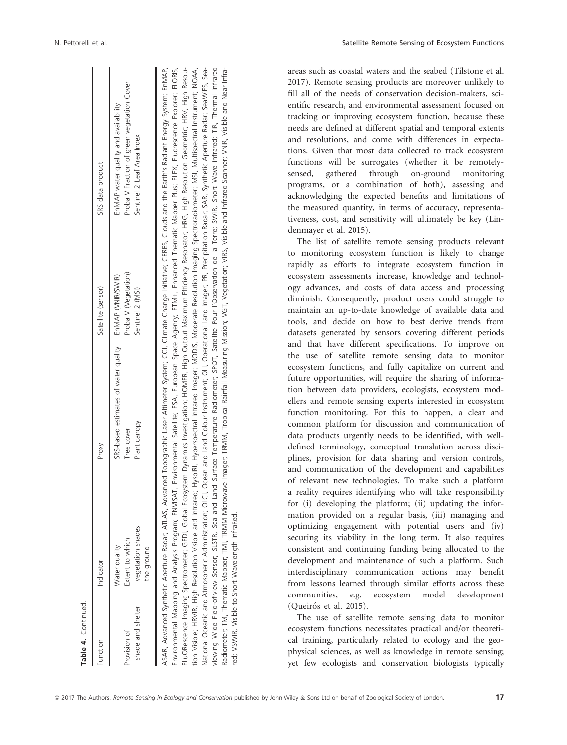**Table 4.** Continued.

| Function | Indicator | Proxy | Satellite (sensor) | SRS data product |
|---|---|---|---|---|
| Provision of shade and shelter | Water quality | SRS-based estimates of water quality | EnMAP (VNIR/SWIR) | EnMAP water quality and availability |
| | Extent to which vegetation shades the ground | Tree cover | Proba V (Vegetation) | Proba V Fraction of green vegetation Cover |
| | | Plant canopy | Sentinel 2 (MSI) | Sentinel 2 Leaf Area Index |

ASAR, Advanced Synthetic Aperture Radar; ATLAS, Advanced Topographic Laser Altimeter System; CCI, Climate Change Initiative; CERES, Clouds and the Earth's Radiant Energy System; EnMAP, Environmental Mapping and Analysis Program; ENVISAT, Environmental Satellite; ESA, European Space Agency; ETM+, Enhanced Thematic Mapper Plus; FLEX, Fluorescence Explorer; FLORIS, FLuORescence Imaging Spectrometer; GEDI, Global Ecosystem Dynamics Investigation; HOMER, High Output Maximum Efficiency Resonator; HRG, High Resolution Geometric; HRV, High Resolution Visible; HRVIR, High Resolution Visible and Infrared; HyspIRI, Hyperspectral Infrared Imager; MODIS, Moderate Resolution Imaging Spectroradiometer; MSI, Multispectral Instrument; NOAA, National Oceanic and Atmospheric Administration; OLCI, Ocean and Land Colour Instrument; OLI, Operational Land Imager; PR, Precipitation Radar; SAR, Synthetic Aperture Radar; SeaWiFS, Sea-viewing Wide Field-of-view Sensor; SLSTR, Sea and Land Surface Temperature Radiometer; SPOT, Satellite Pour l'Observation de la Terre; SWIR, Short Wave Infrared; TIR, Thermal Infrared Radiometer; TM, Thematic Mapper; TMI, TRMM Microwave Imager; TRMM, Tropical Rainfall Measuring Mission; VGT, Vegetation; VIRS, Visible and Infrared Scanner; VNIR, Visible and Near Infrared; VSWIR, Visible to Short Wavelength InfraRed.

areas such as coastal waters and the seabed (Tilstone et al. 2017). Remote sensing products are moreover unlikely to fill all of the needs of conservation decision-makers, scientific research, and environmental assessment focused on tracking or improving ecosystem function, because these needs are defined at different spatial and temporal extents and resolutions, and come with differences in expectations. Given that most data collected to track ecosystem functions will be surrogates (whether it be remotely-sensed, gathered through on-ground monitoring programs, or a combination of both), assessing and acknowledging the expected benefits and limitations of the measured quantity, in terms of accuracy, representativeness, cost, and sensitivity will ultimately be key (Lindenmayer et al. 2015).

The list of satellite remote sensing products relevant to monitoring ecosystem function is likely to change rapidly as efforts to integrate ecosystem function in ecosystem assessments increase, knowledge and technology advances, and costs of data access and processing diminish. Consequently, product users could struggle to maintain an up-to-date knowledge of available data and tools, and decide on how to best derive trends from datasets generated by sensors covering different periods and that have different specifications. To improve on the use of satellite remote sensing data to monitor ecosystem functions, and fully capitalize on current and future opportunities, will require the sharing of information between data providers, ecologists, ecosystem modellers and remote sensing experts interested in ecosystem function monitoring. For this to happen, a clear and common platform for discussion and communication of data products urgently needs to be identified, with well-defined terminology, conceptual translation across disciplines, provision for data sharing and version controls, and communication of the development and capabilities of relevant new technologies. To make such a platform a reality requires identifying who will take responsibility for (i) developing the platform; (ii) updating the information provided on a regular basis, (iii) managing and optimizing engagement with potential users and (iv) securing its viability in the long term. It also requires consistent and continuing funding being allocated to the development and maintenance of such a platform. Such interdisciplinary communication actions may benefit from lessons learned through similar efforts across these communities, e.g. ecosystem model development (Queirós et al. 2015).

The use of satellite remote sensing data to monitor ecosystem functions necessitates practical and/or theoretical training, particularly related to ecology and the geophysical sciences, as well as knowledge in remote sensing; yet few ecologists and conservation biologists typically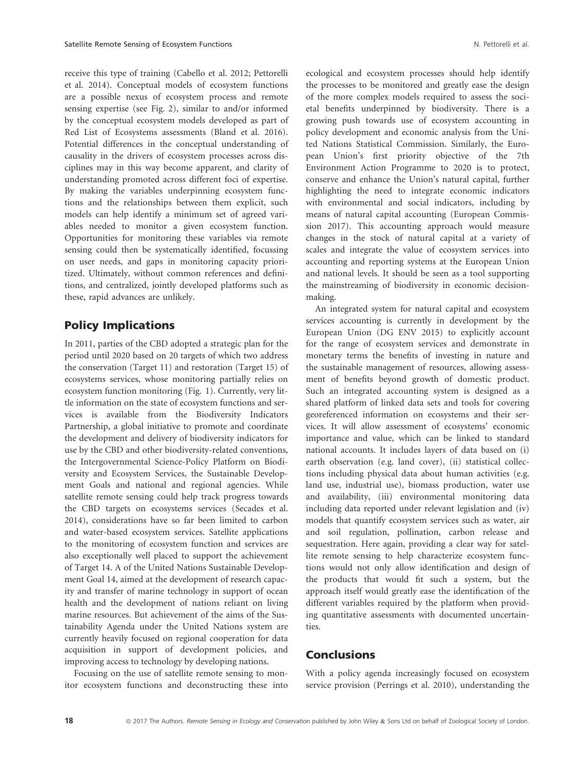receive this type of training (Cabello et al. 2012; Pettorelli et al. 2014). Conceptual models of ecosystem functions are a possible nexus of ecosystem process and remote sensing expertise (see Fig. 2), similar to and/or informed by the conceptual ecosystem models developed as part of Red List of Ecosystems assessments (Bland et al. 2016). Potential differences in the conceptual understanding of causality in the drivers of ecosystem processes across disciplines may in this way become apparent, and clarity of understanding promoted across different foci of expertise. By making the variables underpinning ecosystem functions and the relationships between them explicit, such models can help identify a minimum set of agreed variables needed to monitor a given ecosystem function. Opportunities for monitoring these variables via remote sensing could then be systematically identified, focussing on user needs, and gaps in monitoring capacity prioritized. Ultimately, without common references and definitions, and centralized, jointly developed platforms such as these, rapid advances are unlikely.

## Policy Implications

In 2011, parties of the CBD adopted a strategic plan for the period until 2020 based on 20 targets of which two address the conservation (Target 11) and restoration (Target 15) of ecosystems services, whose monitoring partially relies on ecosystem function monitoring (Fig. 1). Currently, very little information on the state of ecosystem functions and services is available from the Biodiversity Indicators Partnership, a global initiative to promote and coordinate the development and delivery of biodiversity indicators for use by the CBD and other biodiversity-related conventions, the Intergovernmental Science-Policy Platform on Biodiversity and Ecosystem Services, the Sustainable Development Goals and national and regional agencies. While satellite remote sensing could help track progress towards the CBD targets on ecosystems services (Secades et al. 2014), considerations have so far been limited to carbon and water-based ecosystem services. Satellite applications to the monitoring of ecosystem function and services are also exceptionally well placed to support the achievement of Target 14. A of the United Nations Sustainable Development Goal 14, aimed at the development of research capacity and transfer of marine technology in support of ocean health and the development of nations reliant on living marine resources. But achievement of the aims of the Sustainability Agenda under the United Nations system are currently heavily focused on regional cooperation for data acquisition in support of development policies, and improving access to technology by developing nations.

Focusing on the use of satellite remote sensing to monitor ecosystem functions and deconstructing these into ecological and ecosystem processes should help identify the processes to be monitored and greatly ease the design of the more complex models required to assess the societal benefits underpinned by biodiversity. There is a growing push towards use of ecosystem accounting in policy development and economic analysis from the United Nations Statistical Commission. Similarly, the European Union's first priority objective of the 7th Environment Action Programme to 2020 is to protect, conserve and enhance the Union's natural capital, further highlighting the need to integrate economic indicators with environmental and social indicators, including by means of natural capital accounting (European Commission 2017). This accounting approach would measure changes in the stock of natural capital at a variety of scales and integrate the value of ecosystem services into accounting and reporting systems at the European Union and national levels. It should be seen as a tool supporting the mainstreaming of biodiversity in economic decision-making.

An integrated system for natural capital and ecosystem services accounting is currently in development by the European Union (DG ENV 2015) to explicitly account for the range of ecosystem services and demonstrate in monetary terms the benefits of investing in nature and the sustainable management of resources, allowing assessment of benefits beyond growth of domestic product. Such an integrated accounting system is designed as a shared platform of linked data sets and tools for covering georeferenced information on ecosystems and their services. It will allow assessment of ecosystems' economic importance and value, which can be linked to standard national accounts. It includes layers of data based on (i) earth observation (e.g. land cover), (ii) statistical collections including physical data about human activities (e.g. land use, industrial use), biomass production, water use and availability, (iii) environmental monitoring data including data reported under relevant legislation and (iv) models that quantify ecosystem services such as water, air and soil regulation, pollination, carbon release and sequestration. Here again, providing a clear way for satellite remote sensing to help characterize ecosystem functions would not only allow identification and design of the products that would fit such a system, but the approach itself would greatly ease the identification of the different variables required by the platform when providing quantitative assessments with documented uncertainties.

## Conclusions

With a policy agenda increasingly focused on ecosystem service provision (Perrings et al. 2010), understanding the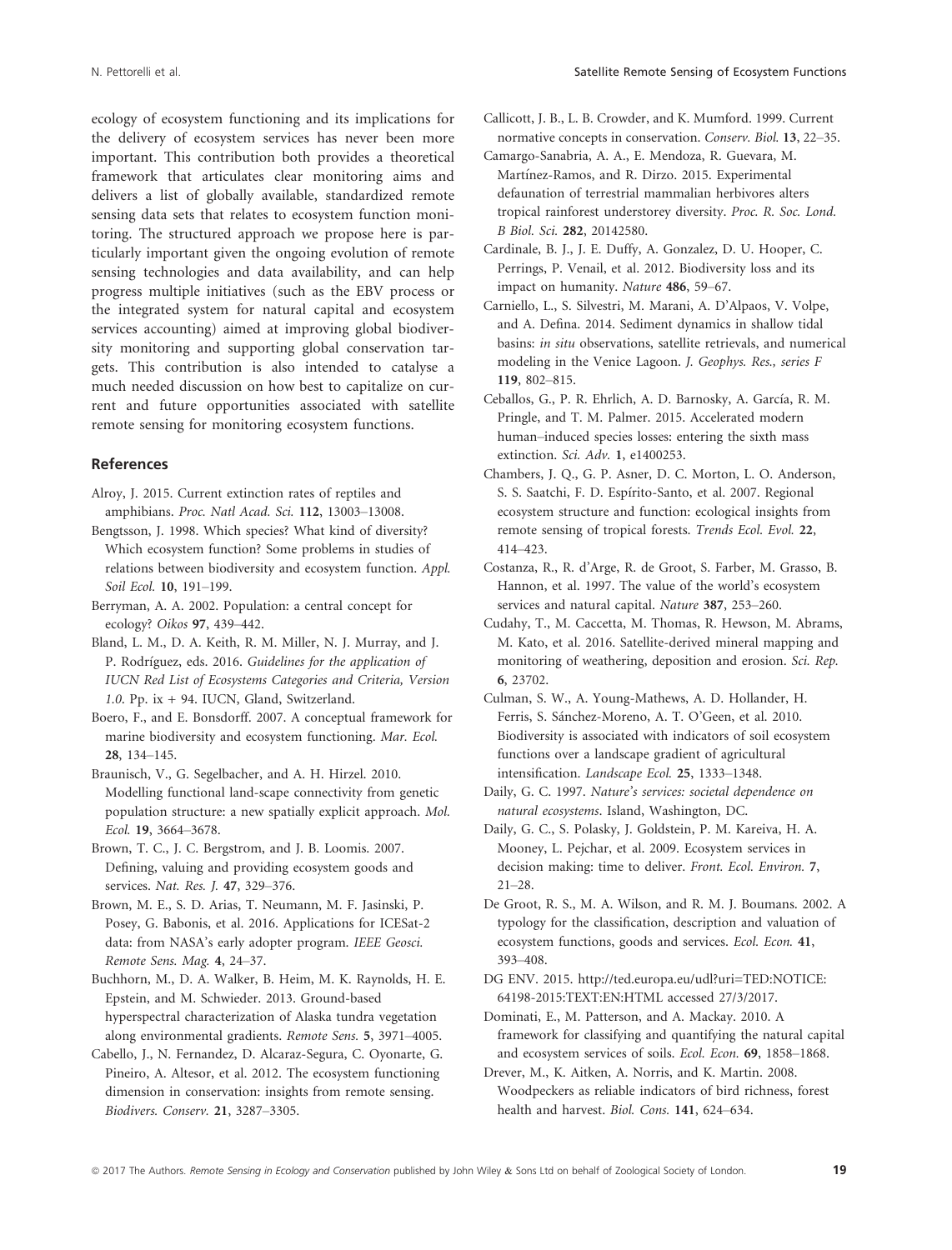ecology of ecosystem functioning and its implications for the delivery of ecosystem services has never been more important. This contribution both provides a theoretical framework that articulates clear monitoring aims and delivers a list of globally available, standardized remote sensing data sets that relates to ecosystem function monitoring. The structured approach we propose here is particularly important given the ongoing evolution of remote sensing technologies and data availability, and can help progress multiple initiatives (such as the EBV process or the integrated system for natural capital and ecosystem services accounting) aimed at improving global biodiversity monitoring and supporting global conservation targets. This contribution is also intended to catalyse a much needed discussion on how best to capitalize on current and future opportunities associated with satellite remote sensing for monitoring ecosystem functions.

## References

Alroy, J. 2015. Current extinction rates of reptiles and amphibians. *Proc. Natl Acad. Sci.* **112**, 13003–13008.

Bengtsson, J. 1998. Which species? What kind of diversity? Which ecosystem function? Some problems in studies of relations between biodiversity and ecosystem function. *Appl. Soil Ecol.* **10**, 191–199.

Berryman, A. A. 2002. Population: a central concept for ecology? *Oikos* **97**, 439–442.

Bland, L. M., D. A. Keith, R. M. Miller, N. J. Murray, and J. P. Rodríguez, eds. 2016. *Guidelines for the application of IUCN Red List of Ecosystems Categories and Criteria, Version 1.0*. Pp. ix + 94. IUCN, Gland, Switzerland.

Boero, F., and E. Bonsdorff. 2007. A conceptual framework for marine biodiversity and ecosystem functioning. *Mar. Ecol.* **28**, 134–145.

Braunisch, V., G. Segelbacher, and A. H. Hirzel. 2010. Modelling functional land-scape connectivity from genetic population structure: a new spatially explicit approach. *Mol. Ecol.* **19**, 3664–3678.

Brown, T. C., J. C. Bergstrom, and J. B. Loomis. 2007. Defining, valuing and providing ecosystem goods and services. *Nat. Res. J.* **47**, 329–376.

Brown, M. E., S. D. Arias, T. Neumann, M. F. Jasinski, P. Posey, G. Babonis, et al. 2016. Applications for ICESat-2 data: from NASA's early adopter program. *IEEE Geosci. Remote Sens. Mag.* **4**, 24–37.

Buchhorn, M., D. A. Walker, B. Heim, M. K. Raynolds, H. E. Epstein, and M. Schwieder. 2013. Ground-based hyperspectral characterization of Alaska tundra vegetation along environmental gradients. *Remote Sens.* **5**, 3971–4005.

Cabello, J., N. Fernandez, D. Alcaraz-Segura, C. Oyonarte, G. Pineiro, A. Altesor, et al. 2012. The ecosystem functioning dimension in conservation: insights from remote sensing. *Biodivers. Conserv.* **21**, 3287–3305.

Callicott, J. B., L. B. Crowder, and K. Mumford. 1999. Current normative concepts in conservation. *Conserv. Biol.* **13**, 22–35.

Camargo-Sanabria, A. A., E. Mendoza, R. Guevara, M. Martínez-Ramos, and R. Dirzo. 2015. Experimental defaunation of terrestrial mammalian herbivores alters tropical rainforest understorey diversity. *Proc. R. Soc. Lond. B Biol. Sci.* **282**, 20142580.

Cardinale, B. J., J. E. Duffy, A. Gonzalez, D. U. Hooper, C. Perrings, P. Venail, et al. 2012. Biodiversity loss and its impact on humanity. *Nature* **486**, 59–67.

Carniello, L., S. Silvestri, M. Marani, A. D'Alpaos, V. Volpe, and A. Defina. 2014. Sediment dynamics in shallow tidal basins: *in situ* observations, satellite retrievals, and numerical modeling in the Venice Lagoon. *J. Geophys. Res., series F* **119**, 802–815.

Ceballos, G., P. R. Ehrlich, A. D. Barnosky, A. García, R. M. Pringle, and T. M. Palmer. 2015. Accelerated modern human–induced species losses: entering the sixth mass extinction. *Sci. Adv.* **1**, e1400253.

Chambers, J. Q., G. P. Asner, D. C. Morton, L. O. Anderson, S. S. Saatchi, F. D. Espírito-Santo, et al. 2007. Regional ecosystem structure and function: ecological insights from remote sensing of tropical forests. *Trends Ecol. Evol.* **22**, 414–423.

Costanza, R., R. d'Arge, R. de Groot, S. Farber, M. Grasso, B. Hannon, et al. 1997. The value of the world's ecosystem services and natural capital. *Nature* **387**, 253–260.

Cudahy, T., M. Caccetta, M. Thomas, R. Hewson, M. Abrams, M. Kato, et al. 2016. Satellite-derived mineral mapping and monitoring of weathering, deposition and erosion. *Sci. Rep.* **6**, 23702.

Culman, S. W., A. Young-Mathews, A. D. Hollander, H. Ferris, S. Sánchez-Moreno, A. T. O'Geen, et al. 2010. Biodiversity is associated with indicators of soil ecosystem functions over a landscape gradient of agricultural intensification. *Landscape Ecol.* **25**, 1333–1348.

Daily, G. C. 1997. *Nature's services: societal dependence on natural ecosystems*. Island, Washington, DC.

Daily, G. C., S. Polasky, J. Goldstein, P. M. Kareiva, H. A. Mooney, L. Pejchar, et al. 2009. Ecosystem services in decision making: time to deliver. *Front. Ecol. Environ.* **7**, 21–28.

De Groot, R. S., M. A. Wilson, and R. M. J. Boumans. 2002. A typology for the classification, description and valuation of ecosystem functions, goods and services. *Ecol. Econ.* **41**, 393–408.

DG ENV. 2015. http://ted.europa.eu/udl?uri=TED:NOTICE:64198-2015:TEXT:EN:HTML accessed 27/3/2017.

Dominati, E., M. Patterson, and A. Mackay. 2010. A framework for classifying and quantifying the natural capital and ecosystem services of soils. *Ecol. Econ.* **69**, 1858–1868.

Drever, M., K. Aitken, A. Norris, and K. Martin. 2008. Woodpeckers as reliable indicators of bird richness, forest health and harvest. *Biol. Cons.* **141**, 624–634.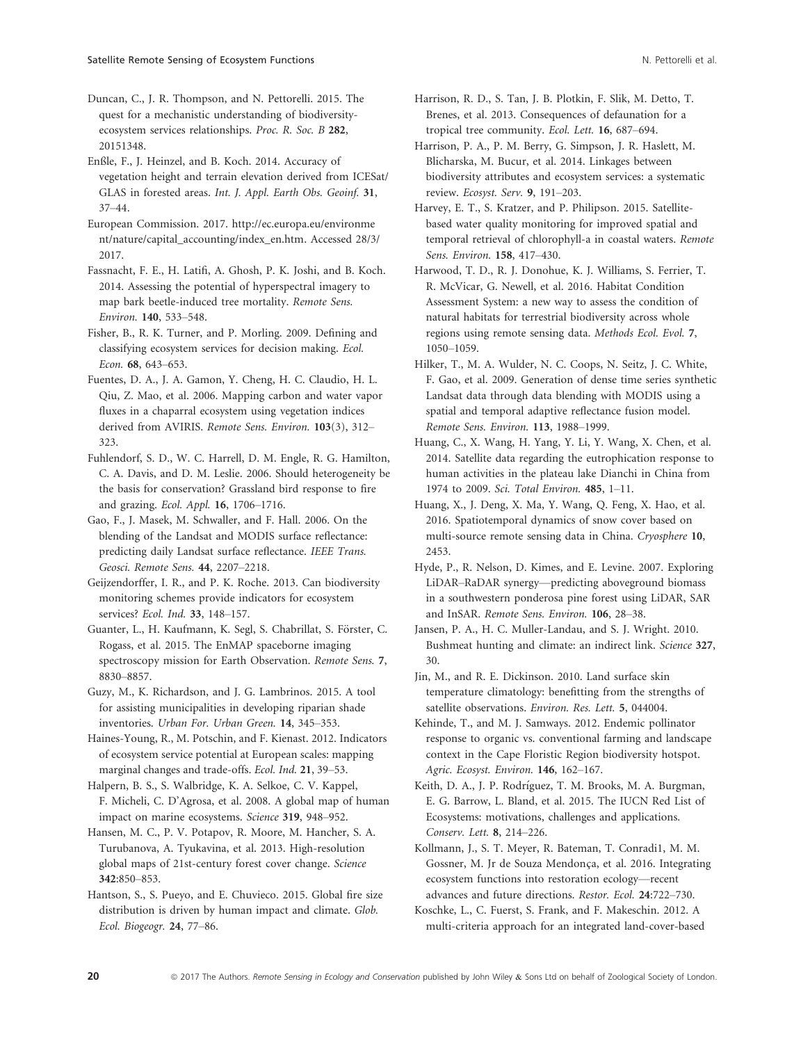Duncan, C., J. R. Thompson, and N. Pettorelli. 2015. The quest for a mechanistic understanding of biodiversity-ecosystem services relationships. *Proc. R. Soc. B* **282**, 20151348.

Enßle, F., J. Heinzel, and B. Koch. 2014. Accuracy of vegetation height and terrain elevation derived from ICESat/GLAS in forested areas. *Int. J. Appl. Earth Obs. Geoinf.* **31**, 37–44.

European Commission. 2017. http://ec.europa.eu/environment/nature/capital_accounting/index_en.htm. Accessed 28/3/2017.

Fassnacht, F. E., H. Latifi, A. Ghosh, P. K. Joshi, and B. Koch. 2014. Assessing the potential of hyperspectral imagery to map bark beetle-induced tree mortality. *Remote Sens. Environ.* **140**, 533–548.

Fisher, B., R. K. Turner, and P. Morling. 2009. Defining and classifying ecosystem services for decision making. *Ecol. Econ.* **68**, 643–653.

Fuentes, D. A., J. A. Gamon, Y. Cheng, H. C. Claudio, H. L. Qiu, Z. Mao, et al. 2006. Mapping carbon and water vapor fluxes in a chaparral ecosystem using vegetation indices derived from AVIRIS. *Remote Sens. Environ.* **103**(3), 312–323.

Fuhlendorf, S. D., W. C. Harrell, D. M. Engle, R. G. Hamilton, C. A. Davis, and D. M. Leslie. 2006. Should heterogeneity be the basis for conservation? Grassland bird response to fire and grazing. *Ecol. Appl.* **16**, 1706–1716.

Gao, F., J. Masek, M. Schwaller, and F. Hall. 2006. On the blending of the Landsat and MODIS surface reflectance: predicting daily Landsat surface reflectance. *IEEE Trans. Geosci. Remote Sens.* **44**, 2207–2218.

Geijzendorffer, I. R., and P. K. Roche. 2013. Can biodiversity monitoring schemes provide indicators for ecosystem services? *Ecol. Ind.* **33**, 148–157.

Guanter, L., H. Kaufmann, K. Segl, S. Chabrillat, S. Förster, C. Rogass, et al. 2015. The EnMAP spaceborne imaging spectroscopy mission for Earth Observation. *Remote Sens.* **7**, 8830–8857.

Guzy, M., K. Richardson, and J. G. Lambrinos. 2015. A tool for assisting municipalities in developing riparian shade inventories. *Urban For. Urban Green.* **14**, 345–353.

Haines-Young, R., M. Potschin, and F. Kienast. 2012. Indicators of ecosystem service potential at European scales: mapping marginal changes and trade-offs. *Ecol. Ind.* **21**, 39–53.

Halpern, B. S., S. Walbridge, K. A. Selkoe, C. V. Kappel, F. Micheli, C. D'Agrosa, et al. 2008. A global map of human impact on marine ecosystems. *Science* **319**, 948–952.

Hansen, M. C., P. V. Potapov, R. Moore, M. Hancher, S. A. Turubanova, A. Tyukavina, et al. 2013. High-resolution global maps of 21st-century forest cover change. *Science* **342**:850–853.

Hantson, S., S. Pueyo, and E. Chuvieco. 2015. Global fire size distribution is driven by human impact and climate. *Glob. Ecol. Biogeogr.* **24**, 77–86.

Harrison, R. D., S. Tan, J. B. Plotkin, F. Slik, M. Detto, T. Brenes, et al. 2013. Consequences of defaunation for a tropical tree community. *Ecol. Lett.* **16**, 687–694.

Harrison, P. A., P. M. Berry, G. Simpson, J. R. Haslett, M. Blicharska, M. Bucur, et al. 2014. Linkages between biodiversity attributes and ecosystem services: a systematic review. *Ecosyst. Serv.* **9**, 191–203.

Harvey, E. T., S. Kratzer, and P. Philipson. 2015. Satellite-based water quality monitoring for improved spatial and temporal retrieval of chlorophyll-a in coastal waters. *Remote Sens. Environ.* **158**, 417–430.

Harwood, T. D., R. J. Donohue, K. J. Williams, S. Ferrier, T. R. McVicar, G. Newell, et al. 2016. Habitat Condition Assessment System: a new way to assess the condition of natural habitats for terrestrial biodiversity across whole regions using remote sensing data. *Methods Ecol. Evol.* **7**, 1050–1059.

Hilker, T., M. A. Wulder, N. C. Coops, N. Seitz, J. C. White, F. Gao, et al. 2009. Generation of dense time series synthetic Landsat data through data blending with MODIS using a spatial and temporal adaptive reflectance fusion model. *Remote Sens. Environ.* **113**, 1988–1999.

Huang, C., X. Wang, H. Yang, Y. Li, Y. Wang, X. Chen, et al. 2014. Satellite data regarding the eutrophication response to human activities in the plateau lake Dianchi in China from 1974 to 2009. *Sci. Total Environ.* **485**, 1–11.

Huang, X., J. Deng, X. Ma, Y. Wang, Q. Feng, X. Hao, et al. 2016. Spatiotemporal dynamics of snow cover based on multi-source remote sensing data in China. *Cryosphere* **10**, 2453.

Hyde, P., R. Nelson, D. Kimes, and E. Levine. 2007. Exploring LiDAR–RaDAR synergy—predicting aboveground biomass in a southwestern ponderosa pine forest using LiDAR, SAR and InSAR. *Remote Sens. Environ.* **106**, 28–38.

Jansen, P. A., H. C. Muller-Landau, and S. J. Wright. 2010. Bushmeat hunting and climate: an indirect link. *Science* **327**, 30.

Jin, M., and R. E. Dickinson. 2010. Land surface skin temperature climatology: benefitting from the strengths of satellite observations. *Environ. Res. Lett.* **5**, 044004.

Kehinde, T., and M. J. Samways. 2012. Endemic pollinator response to organic vs. conventional farming and landscape context in the Cape Floristic Region biodiversity hotspot. *Agric. Ecosyst. Environ.* **146**, 162–167.

Keith, D. A., J. P. Rodríguez, T. M. Brooks, M. A. Burgman, E. G. Barrow, L. Bland, et al. 2015. The IUCN Red List of Ecosystems: motivations, challenges and applications. *Conserv. Lett.* **8**, 214–226.

Kollmann, J., S. T. Meyer, R. Bateman, T. Conradi1, M. M. Gossner, M. Jr de Souza Mendonça, et al. 2016. Integrating ecosystem functions into restoration ecology—recent advances and future directions. *Restor. Ecol.* **24**:722–730.

Koschke, L., C. Fuerst, S. Frank, and F. Makeschin. 2012. A multi-criteria approach for an integrated land-cover-based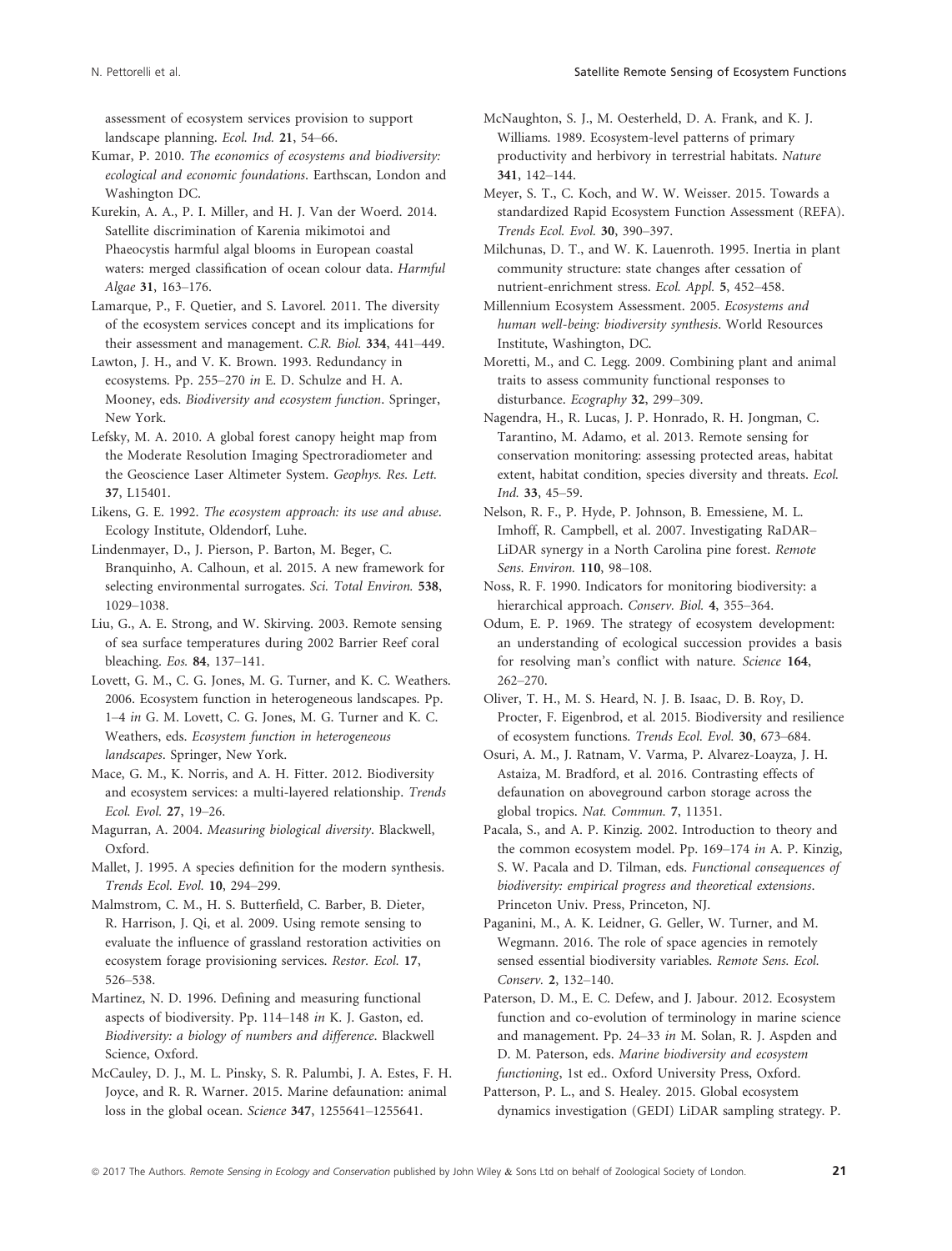assessment of ecosystem services provision to support landscape planning. *Ecol. Ind.* **21**, 54–66.

Kumar, P. 2010. *The economics of ecosystems and biodiversity: ecological and economic foundations*. Earthscan, London and Washington DC.

Kurekin, A. A., P. I. Miller, and H. J. Van der Woerd. 2014. Satellite discrimination of Karenia mikimotoi and Phaeocystis harmful algal blooms in European coastal waters: merged classification of ocean colour data. *Harmful Algae* **31**, 163–176.

Lamarque, P., F. Quetier, and S. Lavorel. 2011. The diversity of the ecosystem services concept and its implications for their assessment and management. *C.R. Biol.* **334**, 441–449.

Lawton, J. H., and V. K. Brown. 1993. Redundancy in ecosystems. Pp. 255–270 *in* E. D. Schulze and H. A. Mooney, eds. *Biodiversity and ecosystem function*. Springer, New York.

Lefsky, M. A. 2010. A global forest canopy height map from the Moderate Resolution Imaging Spectroradiometer and the Geoscience Laser Altimeter System. *Geophys. Res. Lett.* **37**, L15401.

Likens, G. E. 1992. *The ecosystem approach: its use and abuse*. Ecology Institute, Oldendorf, Luhe.

Lindenmayer, D., J. Pierson, P. Barton, M. Beger, C. Branquinho, A. Calhoun, et al. 2015. A new framework for selecting environmental surrogates. *Sci. Total Environ.* **538**, 1029–1038.

Liu, G., A. E. Strong, and W. Skirving. 2003. Remote sensing of sea surface temperatures during 2002 Barrier Reef coral bleaching. *Eos.* **84**, 137–141.

Lovett, G. M., C. G. Jones, M. G. Turner, and K. C. Weathers. 2006. Ecosystem function in heterogeneous landscapes. Pp. 1–4 *in* G. M. Lovett, C. G. Jones, M. G. Turner and K. C. Weathers, eds. *Ecosystem function in heterogeneous landscapes*. Springer, New York.

Mace, G. M., K. Norris, and A. H. Fitter. 2012. Biodiversity and ecosystem services: a multi-layered relationship. *Trends Ecol. Evol.* **27**, 19–26.

Magurran, A. 2004. *Measuring biological diversity*. Blackwell, Oxford.

Mallet, J. 1995. A species definition for the modern synthesis. *Trends Ecol. Evol.* **10**, 294–299.

Malmstrom, C. M., H. S. Butterfield, C. Barber, B. Dieter, R. Harrison, J. Qi, et al. 2009. Using remote sensing to evaluate the influence of grassland restoration activities on ecosystem forage provisioning services. *Restor. Ecol.* **17**, 526–538.

Martinez, N. D. 1996. Defining and measuring functional aspects of biodiversity. Pp. 114–148 *in* K. J. Gaston, ed. *Biodiversity: a biology of numbers and difference*. Blackwell Science, Oxford.

McCauley, D. J., M. L. Pinsky, S. R. Palumbi, J. A. Estes, F. H. Joyce, and R. R. Warner. 2015. Marine defaunation: animal loss in the global ocean. *Science* **347**, 1255641–1255641.

McNaughton, S. J., M. Oesterheld, D. A. Frank, and K. J. Williams. 1989. Ecosystem-level patterns of primary productivity and herbivory in terrestrial habitats. *Nature* **341**, 142–144.

Meyer, S. T., C. Koch, and W. W. Weisser. 2015. Towards a standardized Rapid Ecosystem Function Assessment (REFA). *Trends Ecol. Evol.* **30**, 390–397.

Milchunas, D. T., and W. K. Lauenroth. 1995. Inertia in plant community structure: state changes after cessation of nutrient-enrichment stress. *Ecol. Appl.* **5**, 452–458.

Millennium Ecosystem Assessment. 2005. *Ecosystems and human well-being: biodiversity synthesis*. World Resources Institute, Washington, DC.

Moretti, M., and C. Legg. 2009. Combining plant and animal traits to assess community functional responses to disturbance. *Ecography* **32**, 299–309.

Nagendra, H., R. Lucas, J. P. Honrado, R. H. Jongman, C. Tarantino, M. Adamo, et al. 2013. Remote sensing for conservation monitoring: assessing protected areas, habitat extent, habitat condition, species diversity and threats. *Ecol. Ind.* **33**, 45–59.

Nelson, R. F., P. Hyde, P. Johnson, B. Emessiene, M. L. Imhoff, R. Campbell, et al. 2007. Investigating RaDAR–LiDAR synergy in a North Carolina pine forest. *Remote Sens. Environ.* **110**, 98–108.

Noss, R. F. 1990. Indicators for monitoring biodiversity: a hierarchical approach. *Conserv. Biol.* **4**, 355–364.

Odum, E. P. 1969. The strategy of ecosystem development: an understanding of ecological succession provides a basis for resolving man's conflict with nature. *Science* **164**, 262–270.

Oliver, T. H., M. S. Heard, N. J. B. Isaac, D. B. Roy, D. Procter, F. Eigenbrod, et al. 2015. Biodiversity and resilience of ecosystem functions. *Trends Ecol. Evol.* **30**, 673–684.

Osuri, A. M., J. Ratnam, V. Varma, P. Alvarez-Loayza, J. H. Astaiza, M. Bradford, et al. 2016. Contrasting effects of defaunation on aboveground carbon storage across the global tropics. *Nat. Commun.* **7**, 11351.

Pacala, S., and A. P. Kinzig. 2002. Introduction to theory and the common ecosystem model. Pp. 169–174 *in* A. P. Kinzig, S. W. Pacala and D. Tilman, eds. *Functional consequences of biodiversity: empirical progress and theoretical extensions*. Princeton Univ. Press, Princeton, NJ.

Paganini, M., A. K. Leidner, G. Geller, W. Turner, and M. Wegmann. 2016. The role of space agencies in remotely sensed essential biodiversity variables. *Remote Sens. Ecol. Conserv.* **2**, 132–140.

Paterson, D. M., E. C. Defew, and J. Jabour. 2012. Ecosystem function and co-evolution of terminology in marine science and management. Pp. 24–33 *in* M. Solan, R. J. Aspden and D. M. Paterson, eds. *Marine biodiversity and ecosystem functioning*, 1st ed.. Oxford University Press, Oxford.

Patterson, P. L., and S. Healey. 2015. Global ecosystem dynamics investigation (GEDI) LiDAR sampling strategy. P.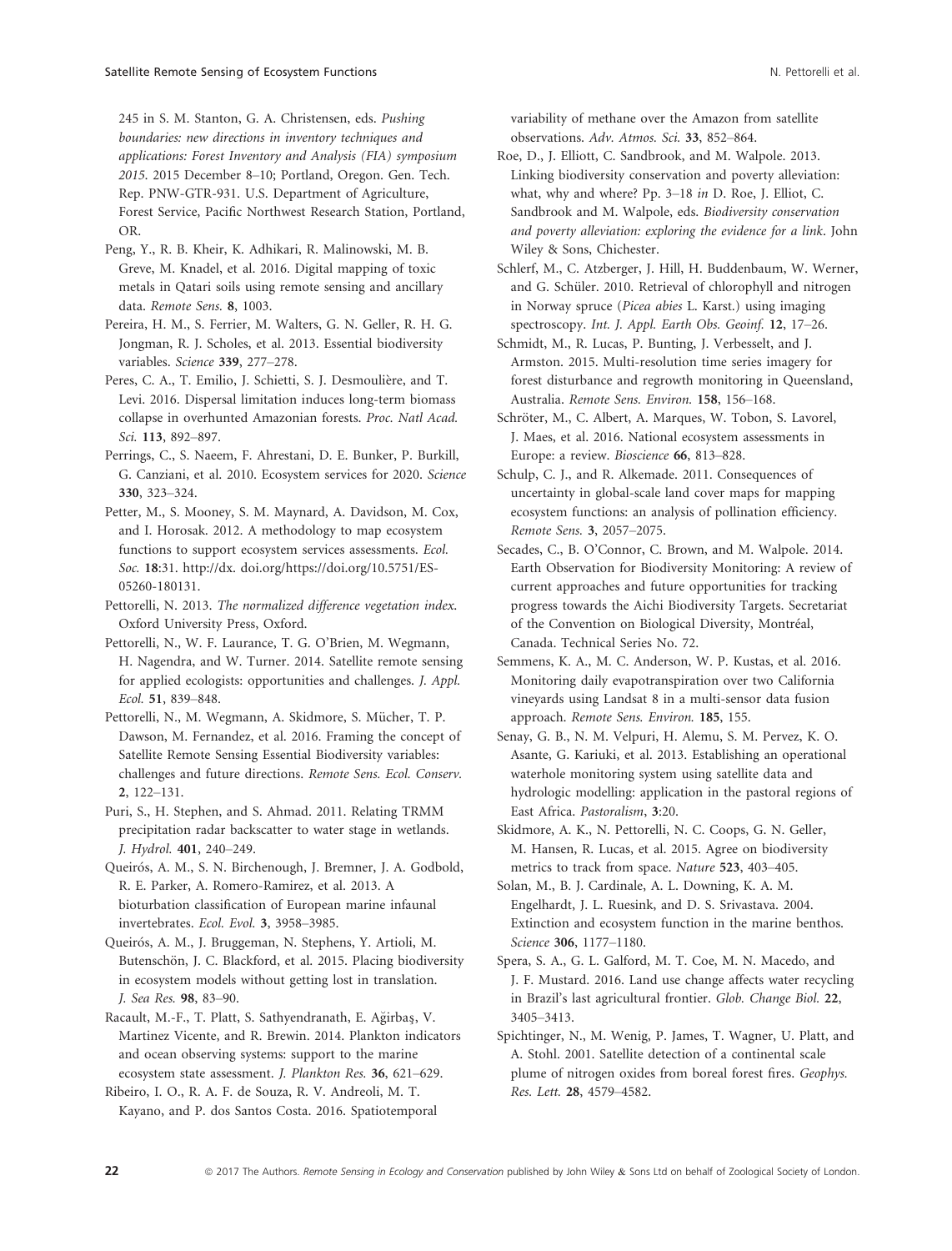245 in S. M. Stanton, G. A. Christensen, eds. *Pushing boundaries: new directions in inventory techniques and applications: Forest Inventory and Analysis (FIA) symposium 2015*. 2015 December 8–10; Portland, Oregon. Gen. Tech. Rep. PNW-GTR-931. U.S. Department of Agriculture, Forest Service, Pacific Northwest Research Station, Portland, OR.

Peng, Y., R. B. Kheir, K. Adhikari, R. Malinowski, M. B. Greve, M. Knadel, et al. 2016. Digital mapping of toxic metals in Qatari soils using remote sensing and ancillary data. *Remote Sens.* **8**, 1003.

Pereira, H. M., S. Ferrier, M. Walters, G. N. Geller, R. H. G. Jongman, R. J. Scholes, et al. 2013. Essential biodiversity variables. *Science* **339**, 277–278.

Peres, C. A., T. Emilio, J. Schietti, S. J. Desmoulière, and T. Levi. 2016. Dispersal limitation induces long-term biomass collapse in overhunted Amazonian forests. *Proc. Natl Acad. Sci.* **113**, 892–897.

Perrings, C., S. Naeem, F. Ahrestani, D. E. Bunker, P. Burkill, G. Canziani, et al. 2010. Ecosystem services for 2020. *Science* **330**, 323–324.

Petter, M., S. Mooney, S. M. Maynard, A. Davidson, M. Cox, and I. Horosak. 2012. A methodology to map ecosystem functions to support ecosystem services assessments. *Ecol. Soc.* **18**:31. http://dx. doi.org/https://doi.org/10.5751/ES-05260-180131.

Pettorelli, N. 2013. *The normalized difference vegetation index*. Oxford University Press, Oxford.

Pettorelli, N., W. F. Laurance, T. G. O'Brien, M. Wegmann, H. Nagendra, and W. Turner. 2014. Satellite remote sensing for applied ecologists: opportunities and challenges. *J. Appl. Ecol.* **51**, 839–848.

Pettorelli, N., M. Wegmann, A. Skidmore, S. Mücher, T. P. Dawson, M. Fernandez, et al. 2016. Framing the concept of Satellite Remote Sensing Essential Biodiversity variables: challenges and future directions. *Remote Sens. Ecol. Conserv.* **2**, 122–131.

Puri, S., H. Stephen, and S. Ahmad. 2011. Relating TRMM precipitation radar backscatter to water stage in wetlands. *J. Hydrol.* **401**, 240–249.

Queirós, A. M., S. N. Birchenough, J. Bremner, J. A. Godbold, R. E. Parker, A. Romero-Ramirez, et al. 2013. A bioturbation classification of European marine infaunal invertebrates. *Ecol. Evol.* **3**, 3958–3985.

Queirós, A. M., J. Bruggeman, N. Stephens, Y. Artioli, M. Butenschön, J. C. Blackford, et al. 2015. Placing biodiversity in ecosystem models without getting lost in translation. *J. Sea Res.* **98**, 83–90.

Racault, M.-F., T. Platt, S. Sathyendranath, E. Ağirbaş, V. Martinez Vicente, and R. Brewin. 2014. Plankton indicators and ocean observing systems: support to the marine ecosystem state assessment. *J. Plankton Res.* **36**, 621–629.

Ribeiro, I. O., R. A. F. de Souza, R. V. Andreoli, M. T. Kayano, and P. dos Santos Costa. 2016. Spatiotemporal variability of methane over the Amazon from satellite observations. *Adv. Atmos. Sci.* **33**, 852–864.

Roe, D., J. Elliott, C. Sandbrook, and M. Walpole. 2013. Linking biodiversity conservation and poverty alleviation: what, why and where? Pp. 3–18 *in* D. Roe, J. Elliot, C. Sandbrook and M. Walpole, eds. *Biodiversity conservation and poverty alleviation: exploring the evidence for a link*. John Wiley & Sons, Chichester.

Schlerf, M., C. Atzberger, J. Hill, H. Buddenbaum, W. Werner, and G. Schüler. 2010. Retrieval of chlorophyll and nitrogen in Norway spruce (*Picea abies* L. Karst.) using imaging spectroscopy. *Int. J. Appl. Earth Obs. Geoinf.* **12**, 17–26.

Schmidt, M., R. Lucas, P. Bunting, J. Verbesselt, and J. Armston. 2015. Multi-resolution time series imagery for forest disturbance and regrowth monitoring in Queensland, Australia. *Remote Sens. Environ.* **158**, 156–168.

Schröter, M., C. Albert, A. Marques, W. Tobon, S. Lavorel, J. Maes, et al. 2016. National ecosystem assessments in Europe: a review. *Bioscience* **66**, 813–828.

Schulp, C. J., and R. Alkemade. 2011. Consequences of uncertainty in global-scale land cover maps for mapping ecosystem functions: an analysis of pollination efficiency. *Remote Sens.* **3**, 2057–2075.

Secades, C., B. O'Connor, C. Brown, and M. Walpole. 2014. Earth Observation for Biodiversity Monitoring: A review of current approaches and future opportunities for tracking progress towards the Aichi Biodiversity Targets. Secretariat of the Convention on Biological Diversity, Montréal, Canada. Technical Series No. 72.

Semmens, K. A., M. C. Anderson, W. P. Kustas, et al. 2016. Monitoring daily evapotranspiration over two California vineyards using Landsat 8 in a multi-sensor data fusion approach. *Remote Sens. Environ.* **185**, 155.

Senay, G. B., N. M. Velpuri, H. Alemu, S. M. Pervez, K. O. Asante, G. Kariuki, et al. 2013. Establishing an operational waterhole monitoring system using satellite data and hydrologic modelling: application in the pastoral regions of East Africa. *Pastoralism*, **3**:20.

Skidmore, A. K., N. Pettorelli, N. C. Coops, G. N. Geller, M. Hansen, R. Lucas, et al. 2015. Agree on biodiversity metrics to track from space. *Nature* **523**, 403–405.

Solan, M., B. J. Cardinale, A. L. Downing, K. A. M. Engelhardt, J. L. Ruesink, and D. S. Srivastava. 2004. Extinction and ecosystem function in the marine benthos. *Science* **306**, 1177–1180.

Spera, S. A., G. L. Galford, M. T. Coe, M. N. Macedo, and J. F. Mustard. 2016. Land use change affects water recycling in Brazil's last agricultural frontier. *Glob. Change Biol.* **22**, 3405–3413.

Spichtinger, N., M. Wenig, P. James, T. Wagner, U. Platt, and A. Stohl. 2001. Satellite detection of a continental scale plume of nitrogen oxides from boreal forest fires. *Geophys. Res. Lett.* **28**, 4579–4582.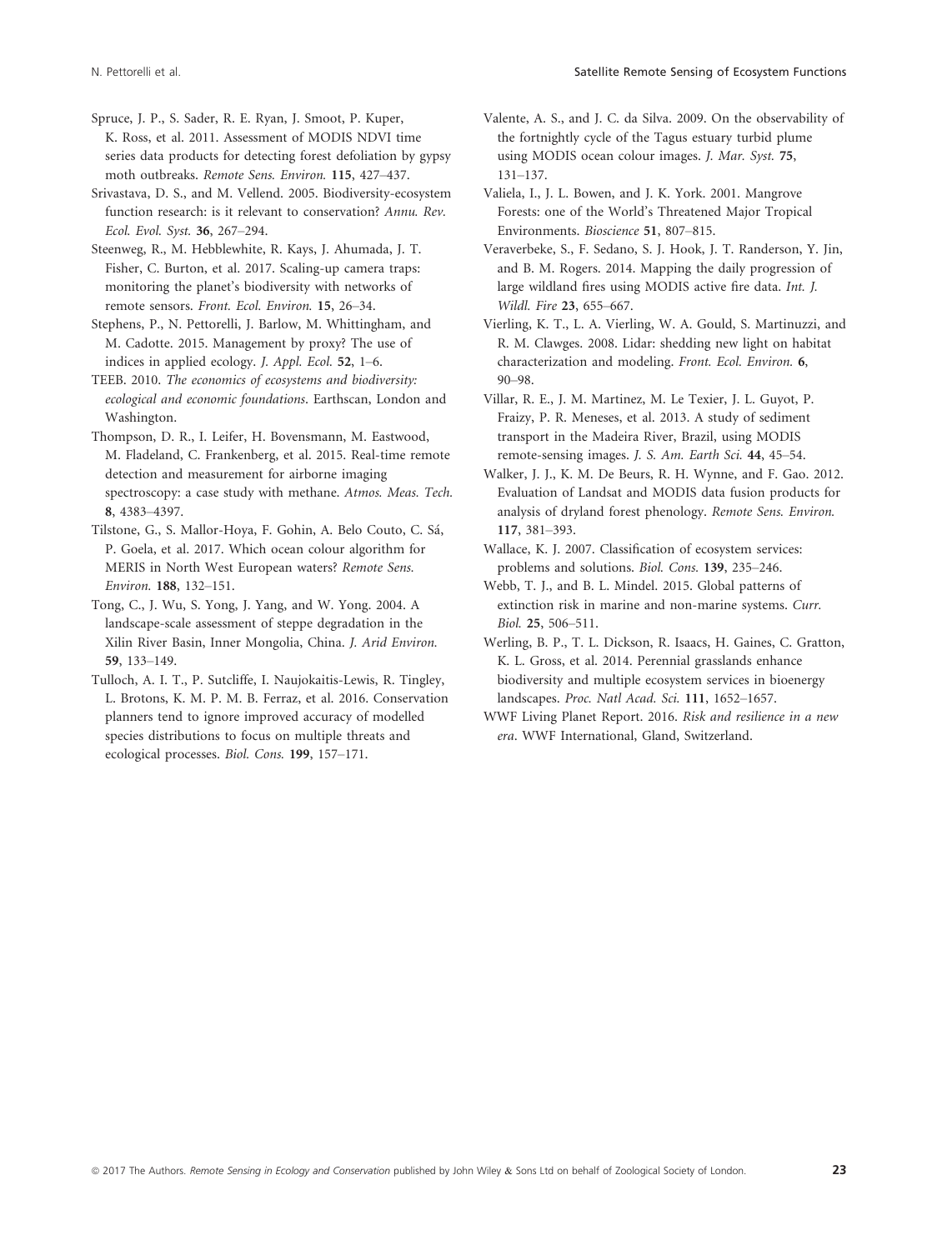Spruce, J. P., S. Sader, R. E. Ryan, J. Smoot, P. Kuper, K. Ross, et al. 2011. Assessment of MODIS NDVI time series data products for detecting forest defoliation by gypsy moth outbreaks. *Remote Sens. Environ.* **115**, 427–437.

Srivastava, D. S., and M. Vellend. 2005. Biodiversity-ecosystem function research: is it relevant to conservation? *Annu. Rev. Ecol. Evol. Syst.* **36**, 267–294.

Steenweg, R., M. Hebblewhite, R. Kays, J. Ahumada, J. T. Fisher, C. Burton, et al. 2017. Scaling-up camera traps: monitoring the planet's biodiversity with networks of remote sensors. *Front. Ecol. Environ.* **15**, 26–34.

Stephens, P., N. Pettorelli, J. Barlow, M. Whittingham, and M. Cadotte. 2015. Management by proxy? The use of indices in applied ecology. *J. Appl. Ecol.* **52**, 1–6.

TEEB. 2010. *The economics of ecosystems and biodiversity: ecological and economic foundations*. Earthscan, London and Washington.

Thompson, D. R., I. Leifer, H. Bovensmann, M. Eastwood, M. Fladeland, C. Frankenberg, et al. 2015. Real-time remote detection and measurement for airborne imaging spectroscopy: a case study with methane. *Atmos. Meas. Tech.* **8**, 4383–4397.

Tilstone, G., S. Mallor-Hoya, F. Gohin, A. Belo Couto, C. Sá, P. Goela, et al. 2017. Which ocean colour algorithm for MERIS in North West European waters? *Remote Sens. Environ.* **188**, 132–151.

Tong, C., J. Wu, S. Yong, J. Yang, and W. Yong. 2004. A landscape-scale assessment of steppe degradation in the Xilin River Basin, Inner Mongolia, China. *J. Arid Environ.* **59**, 133–149.

Tulloch, A. I. T., P. Sutcliffe, I. Naujokaitis-Lewis, R. Tingley, L. Brotons, K. M. P. M. B. Ferraz, et al. 2016. Conservation planners tend to ignore improved accuracy of modelled species distributions to focus on multiple threats and ecological processes. *Biol. Cons.* **199**, 157–171.

Valente, A. S., and J. C. da Silva. 2009. On the observability of the fortnightly cycle of the Tagus estuary turbid plume using MODIS ocean colour images. *J. Mar. Syst.* **75**, 131–137.

Valiela, I., J. L. Bowen, and J. K. York. 2001. Mangrove Forests: one of the World's Threatened Major Tropical Environments. *Bioscience* **51**, 807–815.

Veraverbeke, S., F. Sedano, S. J. Hook, J. T. Randerson, Y. Jin, and B. M. Rogers. 2014. Mapping the daily progression of large wildland fires using MODIS active fire data. *Int. J. Wildl. Fire* **23**, 655–667.

Vierling, K. T., L. A. Vierling, W. A. Gould, S. Martinuzzi, and R. M. Clawges. 2008. Lidar: shedding new light on habitat characterization and modeling. *Front. Ecol. Environ.* **6**, 90–98.

Villar, R. E., J. M. Martinez, M. Le Texier, J. L. Guyot, P. Fraizy, P. R. Meneses, et al. 2013. A study of sediment transport in the Madeira River, Brazil, using MODIS remote-sensing images. *J. S. Am. Earth Sci.* **44**, 45–54.

Walker, J. J., K. M. De Beurs, R. H. Wynne, and F. Gao. 2012. Evaluation of Landsat and MODIS data fusion products for analysis of dryland forest phenology. *Remote Sens. Environ.* **117**, 381–393.

Wallace, K. J. 2007. Classification of ecosystem services: problems and solutions. *Biol. Cons.* **139**, 235–246.

Webb, T. J., and B. L. Mindel. 2015. Global patterns of extinction risk in marine and non-marine systems. *Curr. Biol.* **25**, 506–511.

Werling, B. P., T. L. Dickson, R. Isaacs, H. Gaines, C. Gratton, K. L. Gross, et al. 2014. Perennial grasslands enhance biodiversity and multiple ecosystem services in bioenergy landscapes. *Proc. Natl Acad. Sci.* **111**, 1652–1657.

WWF Living Planet Report. 2016. *Risk and resilience in a new era*. WWF International, Gland, Switzerland.